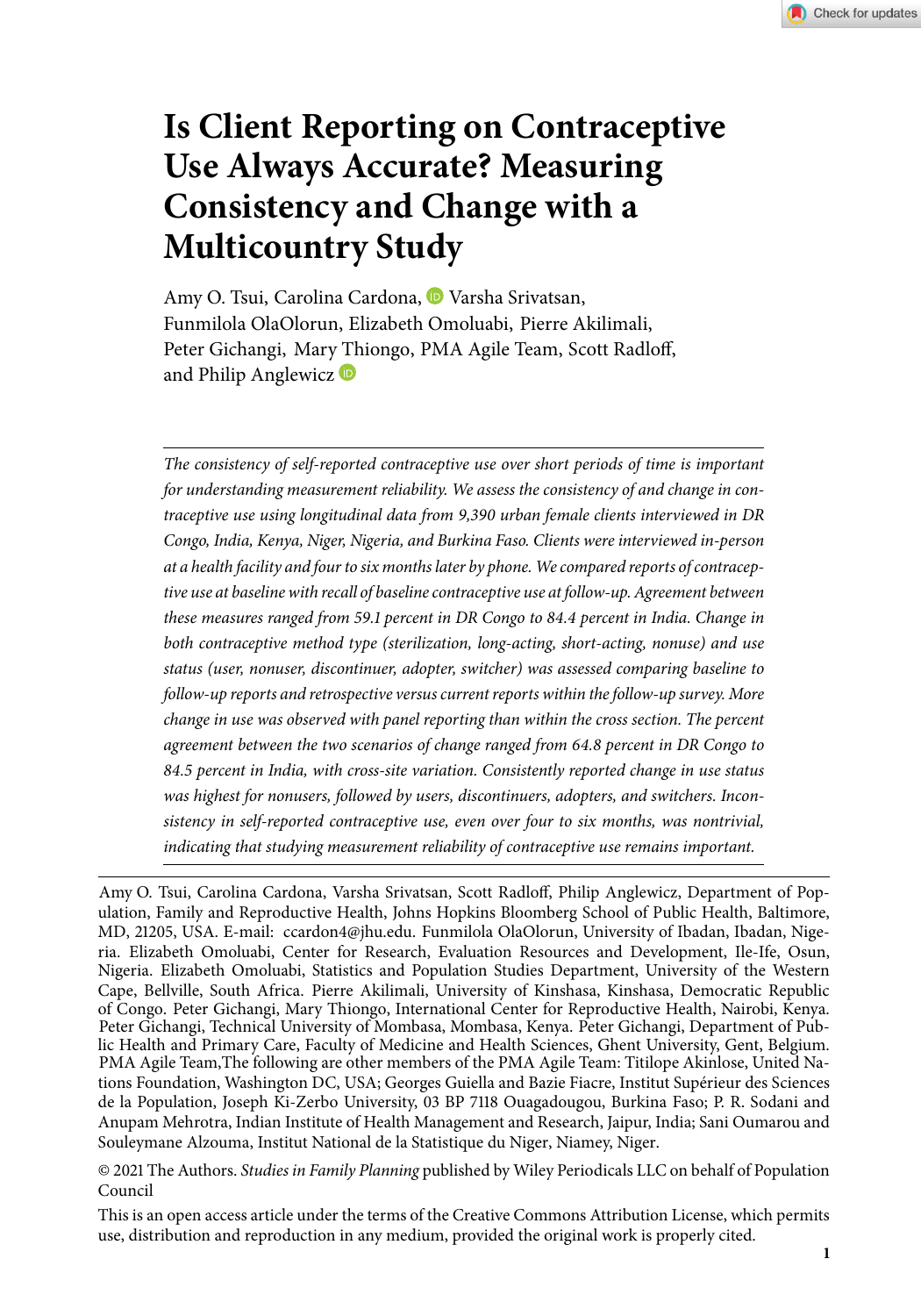# Is Client Reporting on Contraceptive Use Always Accurate? Measuring Consistency and Change with a Multicountry Study

Amy O. Tsui, Carolina Cardona, Varsha Srivatsan, Funmilola OlaOlorun, Elizabeth Omoluabi, Pierre Akilimali, Peter Gichangi, Mary Thiongo, PMA Agile Team, Scott Radloff, and Philip Anglewicz

*The consistency of self-reported contraceptive use over short periods of time is important for understanding measurement reliability. We assess the consistency of and change in contraceptive use using longitudinal data from 9,390 urban female clients interviewed in DR Congo, India, Kenya, Niger, Nigeria, and Burkina Faso. Clients were interviewed in-person at a health facility and four to six months later by phone. We compared reports of contraceptive use at baseline with recall of baseline contraceptive use at follow-up. Agreement between these measures ranged from 59.1 percent in DR Congo to 84.4 percent in India. Change in both contraceptive method type (sterilization, long-acting, short-acting, nonuse) and use status (user, nonuser, discontinuer, adopter, switcher) was assessed comparing baseline to follow-up reports and retrospective versus current reports within the follow-up survey. More change in use was observed with panel reporting than within the cross section. The percent agreement between the two scenarios of change ranged from 64.8 percent in DR Congo to 84.5 percent in India, with cross-site variation. Consistently reported change in use status was highest for nonusers, followed by users, discontinuers, adopters, and switchers. Inconsistency in self-reported contraceptive use, even over four to six months, was nontrivial, indicating that studying measurement reliability of contraceptive use remains important.*

---

Amy O. Tsui, Carolina Cardona, Varsha Srivatsan, Scott Radloff, Philip Anglewicz, Department of Population, Family and Reproductive Health, Johns Hopkins Bloomberg School of Public Health, Baltimore, MD, 21205, USA. E-mail: ccardon4@jhu.edu. Funmilola OlaOlorun, University of Ibadan, Ibadan, Nigeria. Elizabeth Omoluabi, Center for Research, Evaluation Resources and Development, Ile-Ife, Osun, Nigeria. Elizabeth Omoluabi, Statistics and Population Studies Department, University of the Western Cape, Bellville, South Africa. Pierre Akilimali, University of Kinshasa, Kinshasa, Democratic Republic of Congo. Peter Gichangi, Mary Thiongo, International Center for Reproductive Health, Nairobi, Kenya. Peter Gichangi, Technical University of Mombasa, Mombasa, Kenya. Peter Gichangi, Department of Public Health and Primary Care, Faculty of Medicine and Health Sciences, Ghent University, Gent, Belgium. PMA Agile Team,The following are other members of the PMA Agile Team: Titilope Akinlose, United Nations Foundation, Washington DC, USA; Georges Guiella and Bazie Fiacre, Institut Supérieur des Sciences de la Population, Joseph Ki-Zerbo University, 03 BP 7118 Ouagadougou, Burkina Faso; P. R. Sodani and Anupam Mehrotra, Indian Institute of Health Management and Research, Jaipur, India; Sani Oumarou and Souleymane Alzouma, Institut National de la Statistique du Niger, Niamey, Niger.

© 2021 The Authors. *Studies in Family Planning* published by Wiley Periodicals LLC on behalf of Population Council

This is an open access article under the terms of the Creative Commons Attribution License, which permits use, distribution and reproduction in any medium, provided the original work is properly cited.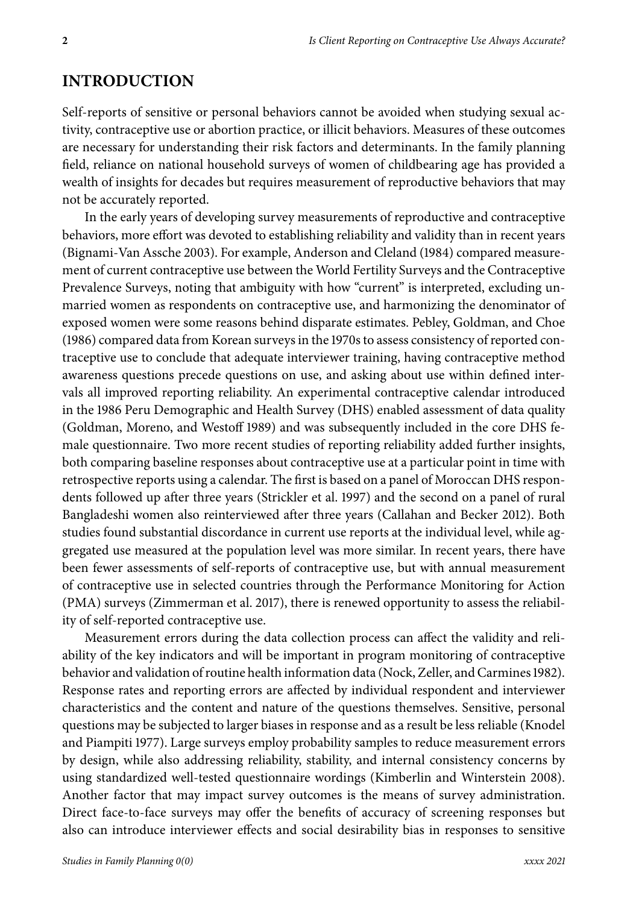## INTRODUCTION

Self-reports of sensitive or personal behaviors cannot be avoided when studying sexual activity, contraceptive use or abortion practice, or illicit behaviors. Measures of these outcomes are necessary for understanding their risk factors and determinants. In the family planning field, reliance on national household surveys of women of childbearing age has provided a wealth of insights for decades but requires measurement of reproductive behaviors that may not be accurately reported.

In the early years of developing survey measurements of reproductive and contraceptive behaviors, more effort was devoted to establishing reliability and validity than in recent years (Bignami-Van Assche 2003). For example, Anderson and Cleland (1984) compared measurement of current contraceptive use between the World Fertility Surveys and the Contraceptive Prevalence Surveys, noting that ambiguity with how "current" is interpreted, excluding unmarried women as respondents on contraceptive use, and harmonizing the denominator of exposed women were some reasons behind disparate estimates. Pebley, Goldman, and Choe (1986) compared data from Korean surveys in the 1970s to assess consistency of reported contraceptive use to conclude that adequate interviewer training, having contraceptive method awareness questions precede questions on use, and asking about use within defined intervals all improved reporting reliability. An experimental contraceptive calendar introduced in the 1986 Peru Demographic and Health Survey (DHS) enabled assessment of data quality (Goldman, Moreno, and Westoff 1989) and was subsequently included in the core DHS female questionnaire. Two more recent studies of reporting reliability added further insights, both comparing baseline responses about contraceptive use at a particular point in time with retrospective reports using a calendar. The first is based on a panel of Moroccan DHS respondents followed up after three years (Strickler et al. 1997) and the second on a panel of rural Bangladeshi women also reinterviewed after three years (Callahan and Becker 2012). Both studies found substantial discordance in current use reports at the individual level, while aggregated use measured at the population level was more similar. In recent years, there have been fewer assessments of self-reports of contraceptive use, but with annual measurement of contraceptive use in selected countries through the Performance Monitoring for Action (PMA) surveys (Zimmerman et al. 2017), there is renewed opportunity to assess the reliability of self-reported contraceptive use.

Measurement errors during the data collection process can affect the validity and reliability of the key indicators and will be important in program monitoring of contraceptive behavior and validation of routine health information data (Nock, Zeller, and Carmines 1982). Response rates and reporting errors are affected by individual respondent and interviewer characteristics and the content and nature of the questions themselves. Sensitive, personal questions may be subjected to larger biases in response and as a result be less reliable (Knodel and Piampiti 1977). Large surveys employ probability samples to reduce measurement errors by design, while also addressing reliability, stability, and internal consistency concerns by using standardized well-tested questionnaire wordings (Kimberlin and Winterstein 2008). Another factor that may impact survey outcomes is the means of survey administration. Direct face-to-face surveys may offer the benefits of accuracy of screening responses but also can introduce interviewer effects and social desirability bias in responses to sensitive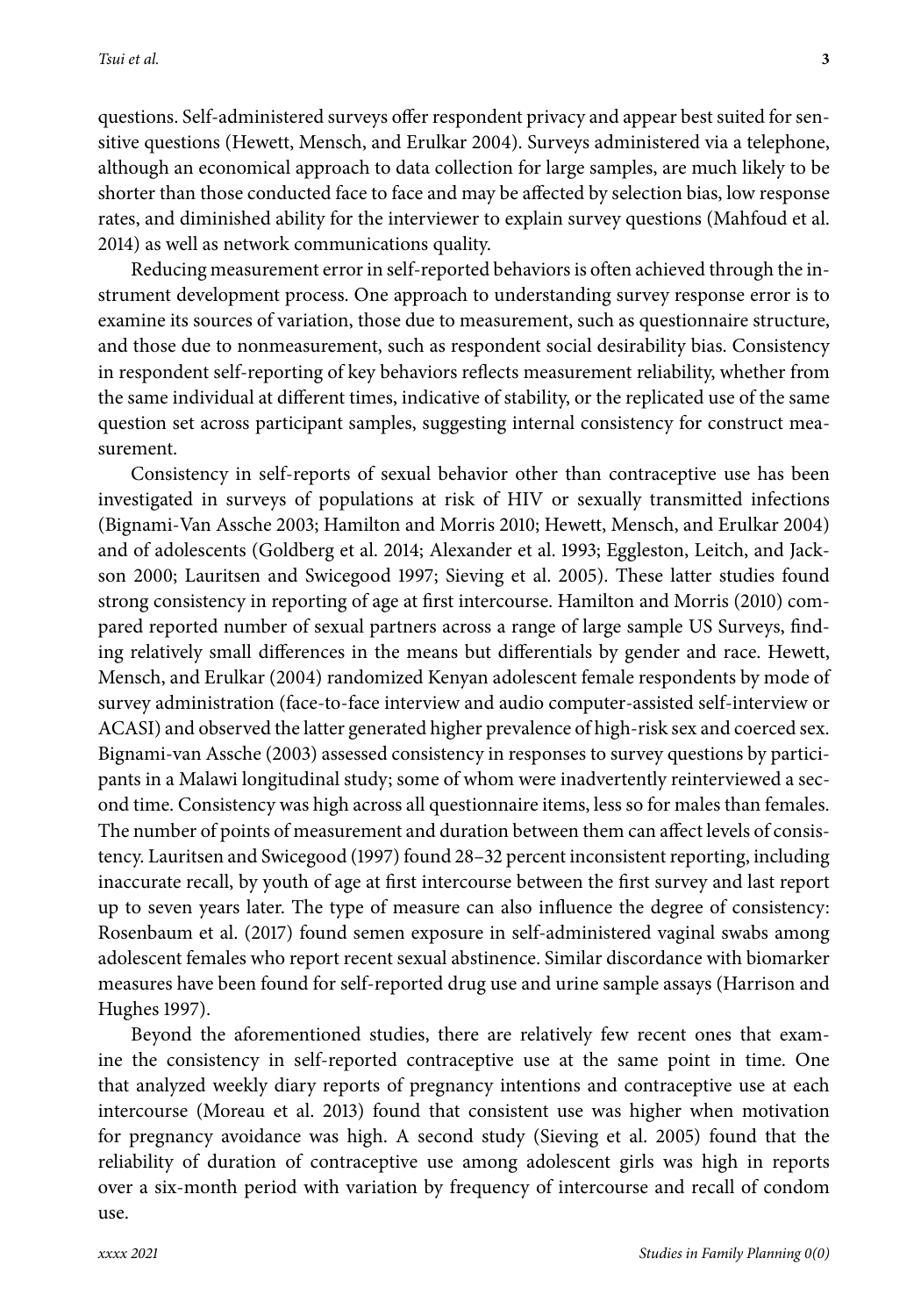questions. Self-administered surveys offer respondent privacy and appear best suited for sensitive questions (Hewett, Mensch, and Erulkar 2004). Surveys administered via a telephone, although an economical approach to data collection for large samples, are much likely to be shorter than those conducted face to face and may be affected by selection bias, low response rates, and diminished ability for the interviewer to explain survey questions (Mahfoud et al. 2014) as well as network communications quality.

Reducing measurement error in self-reported behaviors is often achieved through the instrument development process. One approach to understanding survey response error is to examine its sources of variation, those due to measurement, such as questionnaire structure, and those due to nonmeasurement, such as respondent social desirability bias. Consistency in respondent self-reporting of key behaviors reflects measurement reliability, whether from the same individual at different times, indicative of stability, or the replicated use of the same question set across participant samples, suggesting internal consistency for construct measurement.

Consistency in self-reports of sexual behavior other than contraceptive use has been investigated in surveys of populations at risk of HIV or sexually transmitted infections (Bignami-Van Assche 2003; Hamilton and Morris 2010; Hewett, Mensch, and Erulkar 2004) and of adolescents (Goldberg et al. 2014; Alexander et al. 1993; Eggleston, Leitch, and Jackson 2000; Lauritsen and Swicegood 1997; Sieving et al. 2005). These latter studies found strong consistency in reporting of age at first intercourse. Hamilton and Morris (2010) compared reported number of sexual partners across a range of large sample US Surveys, finding relatively small differences in the means but differentials by gender and race. Hewett, Mensch, and Erulkar (2004) randomized Kenyan adolescent female respondents by mode of survey administration (face-to-face interview and audio computer-assisted self-interview or ACASI) and observed the latter generated higher prevalence of high-risk sex and coerced sex. Bignami-van Assche (2003) assessed consistency in responses to survey questions by participants in a Malawi longitudinal study; some of whom were inadvertently reinterviewed a second time. Consistency was high across all questionnaire items, less so for males than females. The number of points of measurement and duration between them can affect levels of consistency. Lauritsen and Swicegood (1997) found 28–32 percent inconsistent reporting, including inaccurate recall, by youth of age at first intercourse between the first survey and last report up to seven years later. The type of measure can also influence the degree of consistency: Rosenbaum et al. (2017) found semen exposure in self-administered vaginal swabs among adolescent females who report recent sexual abstinence. Similar discordance with biomarker measures have been found for self-reported drug use and urine sample assays (Harrison and Hughes 1997).

Beyond the aforementioned studies, there are relatively few recent ones that examine the consistency in self-reported contraceptive use at the same point in time. One that analyzed weekly diary reports of pregnancy intentions and contraceptive use at each intercourse (Moreau et al. 2013) found that consistent use was higher when motivation for pregnancy avoidance was high. A second study (Sieving et al. 2005) found that the reliability of duration of contraceptive use among adolescent girls was high in reports over a six-month period with variation by frequency of intercourse and recall of condom use.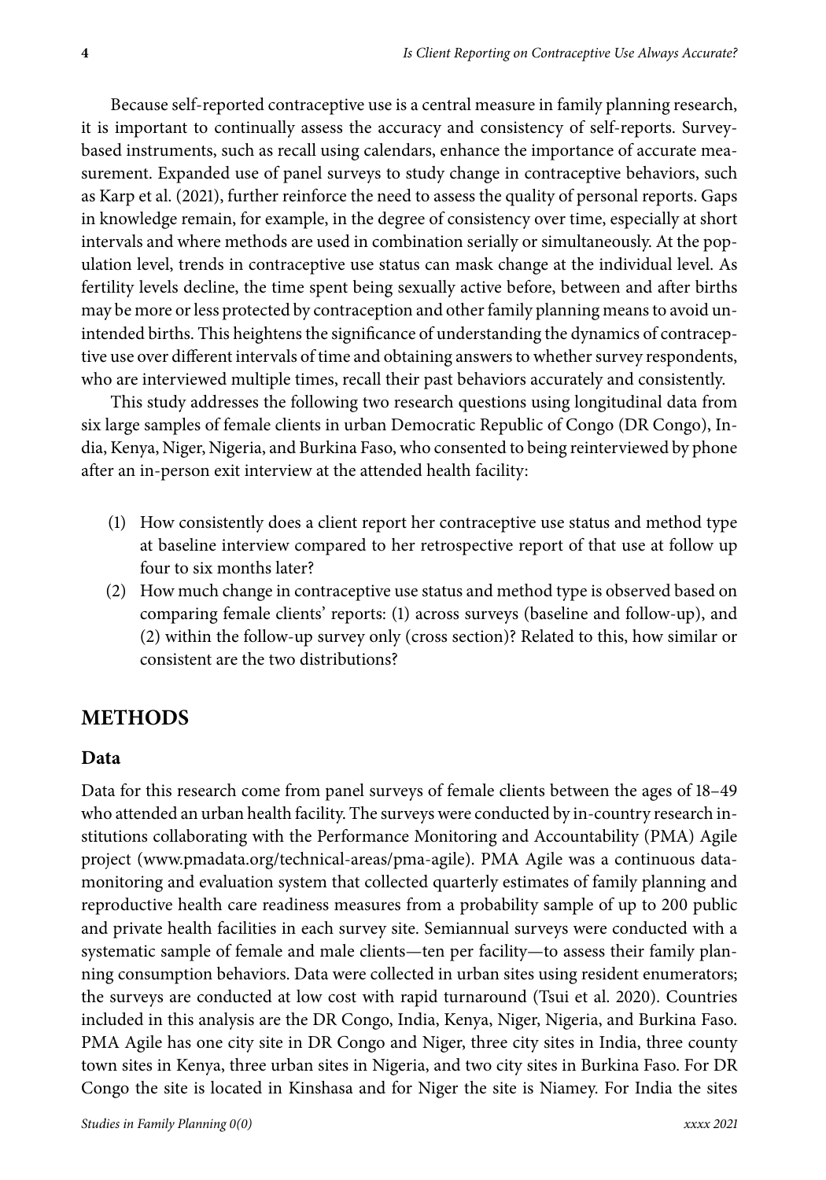Because self-reported contraceptive use is a central measure in family planning research, it is important to continually assess the accuracy and consistency of self-reports. Survey-based instruments, such as recall using calendars, enhance the importance of accurate measurement. Expanded use of panel surveys to study change in contraceptive behaviors, such as Karp et al. (2021), further reinforce the need to assess the quality of personal reports. Gaps in knowledge remain, for example, in the degree of consistency over time, especially at short intervals and where methods are used in combination serially or simultaneously. At the population level, trends in contraceptive use status can mask change at the individual level. As fertility levels decline, the time spent being sexually active before, between and after births may be more or less protected by contraception and other family planning means to avoid unintended births. This heightens the significance of understanding the dynamics of contraceptive use over different intervals of time and obtaining answers to whether survey respondents, who are interviewed multiple times, recall their past behaviors accurately and consistently.

This study addresses the following two research questions using longitudinal data from six large samples of female clients in urban Democratic Republic of Congo (DR Congo), India, Kenya, Niger, Nigeria, and Burkina Faso, who consented to being reinterviewed by phone after an in-person exit interview at the attended health facility:

(1) How consistently does a client report her contraceptive use status and method type at baseline interview compared to her retrospective report of that use at follow up four to six months later?

(2) How much change in contraceptive use status and method type is observed based on comparing female clients' reports: (1) across surveys (baseline and follow-up), and (2) within the follow-up survey only (cross section)? Related to this, how similar or consistent are the two distributions?

## METHODS

### Data

Data for this research come from panel surveys of female clients between the ages of 18–49 who attended an urban health facility. The surveys were conducted by in-country research institutions collaborating with the Performance Monitoring and Accountability (PMA) Agile project (www.pmadata.org/technical-areas/pma-agile). PMA Agile was a continuous data-monitoring and evaluation system that collected quarterly estimates of family planning and reproductive health care readiness measures from a probability sample of up to 200 public and private health facilities in each survey site. Semiannual surveys were conducted with a systematic sample of female and male clients—ten per facility—to assess their family planning consumption behaviors. Data were collected in urban sites using resident enumerators; the surveys are conducted at low cost with rapid turnaround (Tsui et al. 2020). Countries included in this analysis are the DR Congo, India, Kenya, Niger, Nigeria, and Burkina Faso. PMA Agile has one city site in DR Congo and Niger, three city sites in India, three county town sites in Kenya, three urban sites in Nigeria, and two city sites in Burkina Faso. For DR Congo the site is located in Kinshasa and for Niger the site is Niamey. For India the sites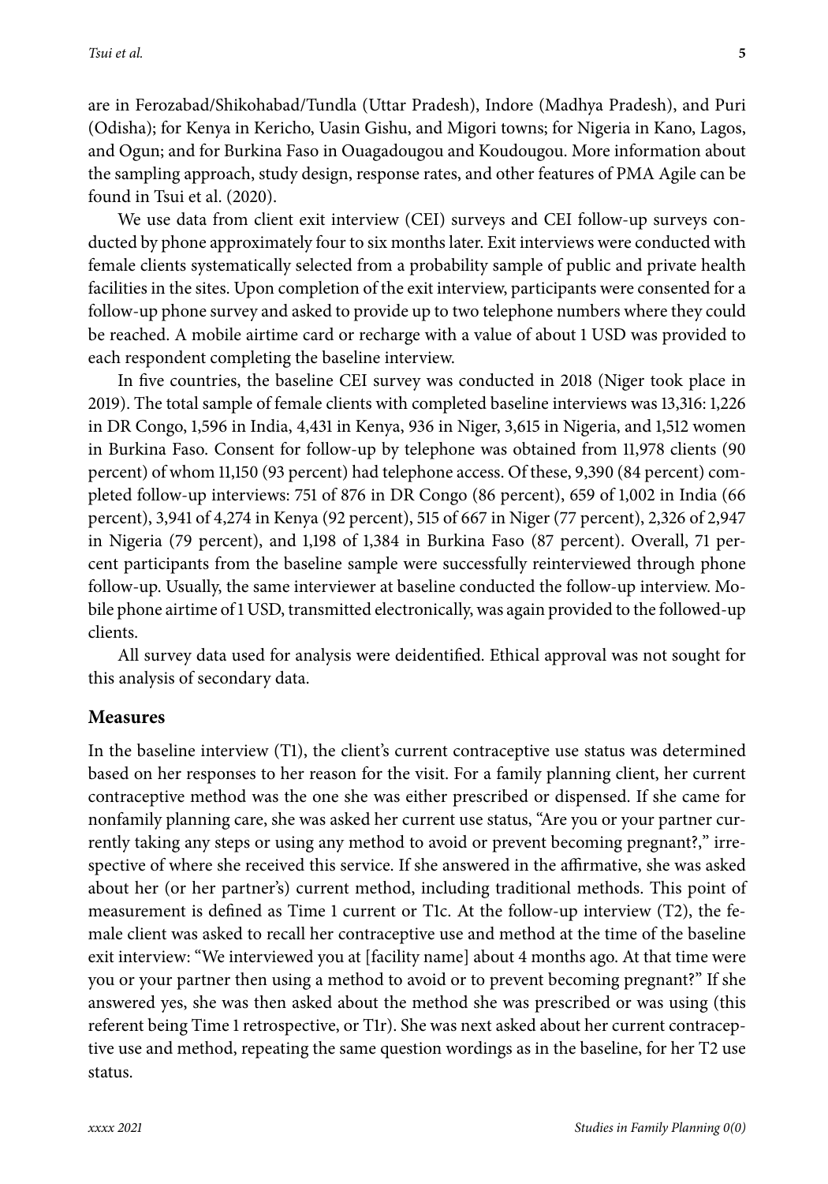are in Ferozabad/Shikohabad/Tundla (Uttar Pradesh), Indore (Madhya Pradesh), and Puri (Odisha); for Kenya in Kericho, Uasin Gishu, and Migori towns; for Nigeria in Kano, Lagos, and Ogun; and for Burkina Faso in Ouagadougou and Koudougou. More information about the sampling approach, study design, response rates, and other features of PMA Agile can be found in Tsui et al. (2020).

We use data from client exit interview (CEI) surveys and CEI follow-up surveys conducted by phone approximately four to six months later. Exit interviews were conducted with female clients systematically selected from a probability sample of public and private health facilities in the sites. Upon completion of the exit interview, participants were consented for a follow-up phone survey and asked to provide up to two telephone numbers where they could be reached. A mobile airtime card or recharge with a value of about 1 USD was provided to each respondent completing the baseline interview.

In five countries, the baseline CEI survey was conducted in 2018 (Niger took place in 2019). The total sample of female clients with completed baseline interviews was 13,316: 1,226 in DR Congo, 1,596 in India, 4,431 in Kenya, 936 in Niger, 3,615 in Nigeria, and 1,512 women in Burkina Faso. Consent for follow-up by telephone was obtained from 11,978 clients (90 percent) of whom 11,150 (93 percent) had telephone access. Of these, 9,390 (84 percent) completed follow-up interviews: 751 of 876 in DR Congo (86 percent), 659 of 1,002 in India (66 percent), 3,941 of 4,274 in Kenya (92 percent), 515 of 667 in Niger (77 percent), 2,326 of 2,947 in Nigeria (79 percent), and 1,198 of 1,384 in Burkina Faso (87 percent). Overall, 71 percent participants from the baseline sample were successfully reinterviewed through phone follow-up. Usually, the same interviewer at baseline conducted the follow-up interview. Mobile phone airtime of 1 USD, transmitted electronically, was again provided to the followed-up clients.

All survey data used for analysis were deidentified. Ethical approval was not sought for this analysis of secondary data.

## Measures

In the baseline interview (T1), the client's current contraceptive use status was determined based on her responses to her reason for the visit. For a family planning client, her current contraceptive method was the one she was either prescribed or dispensed. If she came for nonfamily planning care, she was asked her current use status, "Are you or your partner currently taking any steps or using any method to avoid or prevent becoming pregnant?," irrespective of where she received this service. If she answered in the affirmative, she was asked about her (or her partner's) current method, including traditional methods. This point of measurement is defined as Time 1 current or T1c. At the follow-up interview (T2), the female client was asked to recall her contraceptive use and method at the time of the baseline exit interview: "We interviewed you at [facility name] about 4 months ago. At that time were you or your partner then using a method to avoid or to prevent becoming pregnant?" If she answered yes, she was then asked about the method she was prescribed or was using (this referent being Time 1 retrospective, or T1r). She was next asked about her current contraceptive use and method, repeating the same question wordings as in the baseline, for her T2 use status.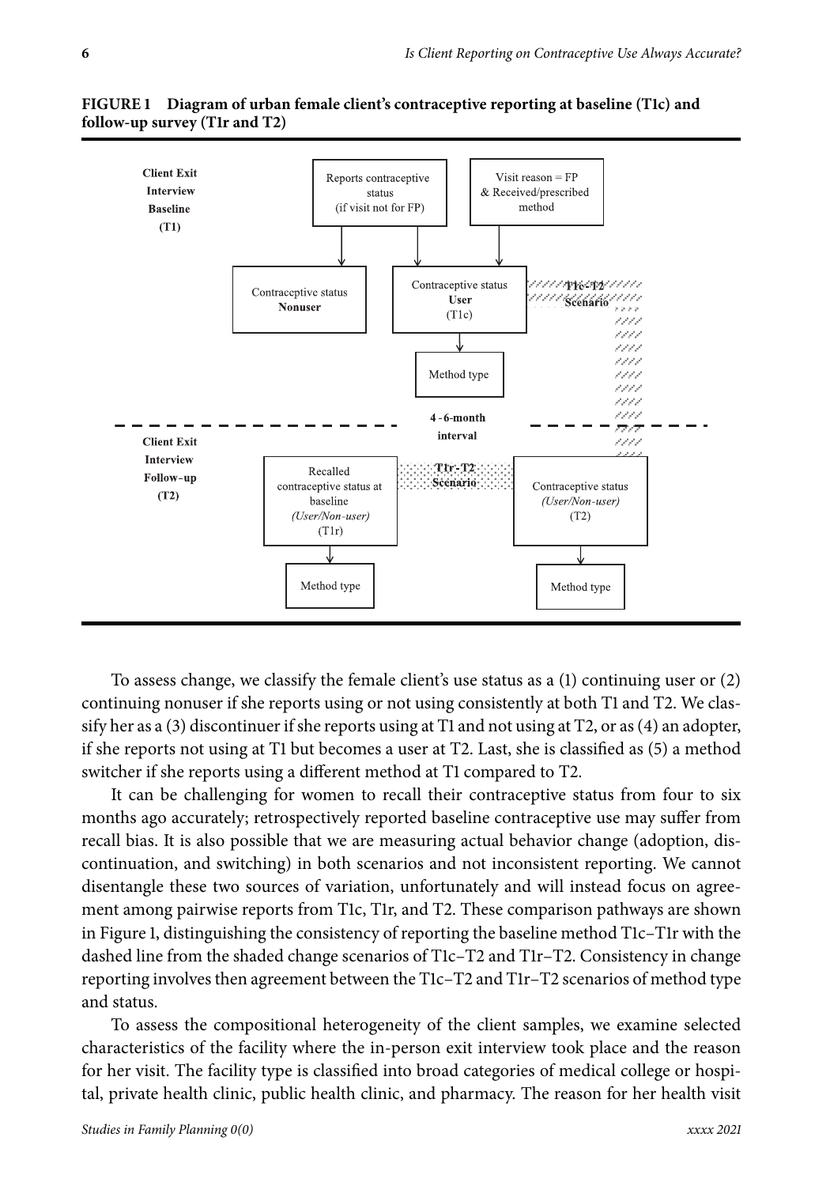**FIGURE 1 Diagram of urban female client's contraceptive reporting at baseline (T1c) and follow-up survey (T1r and T2)**

Client Exit Interview Baseline (T1)

Reports contraceptive status (if visit not for FP)

Visit reason = FP & Received/prescribed method

Contraceptive status **Nonuser**

Contraceptive status **User** (T1c)

T1c–T2 Scenario

Method type

4–6-month interval

Client Exit Interview Follow-up (T2)

Recalled contraceptive status at baseline *(User/Non-user)* (T1r)

T1r–T2 Scenario

Contraceptive status *(User/Non-user)* (T2)

Method type

Method type

To assess change, we classify the female client's use status as a (1) continuing user or (2) continuing nonuser if she reports using or not using consistently at both T1 and T2. We classify her as a (3) discontinuer if she reports using at T1 and not using at T2, or as (4) an adopter, if she reports not using at T1 but becomes a user at T2. Last, she is classified as (5) a method switcher if she reports using a different method at T1 compared to T2.

It can be challenging for women to recall their contraceptive status from four to six months ago accurately; retrospectively reported baseline contraceptive use may suffer from recall bias. It is also possible that we are measuring actual behavior change (adoption, discontinuation, and switching) in both scenarios and not inconsistent reporting. We cannot disentangle these two sources of variation, unfortunately and will instead focus on agreement among pairwise reports from T1c, T1r, and T2. These comparison pathways are shown in Figure 1, distinguishing the consistency of reporting the baseline method T1c–T1r with the dashed line from the shaded change scenarios of T1c–T2 and T1r–T2. Consistency in change reporting involves then agreement between the T1c–T2 and T1r–T2 scenarios of method type and status.

To assess the compositional heterogeneity of the client samples, we examine selected characteristics of the facility where the in-person exit interview took place and the reason for her visit. The facility type is classified into broad categories of medical college or hospital, private health clinic, public health clinic, and pharmacy. The reason for her health visit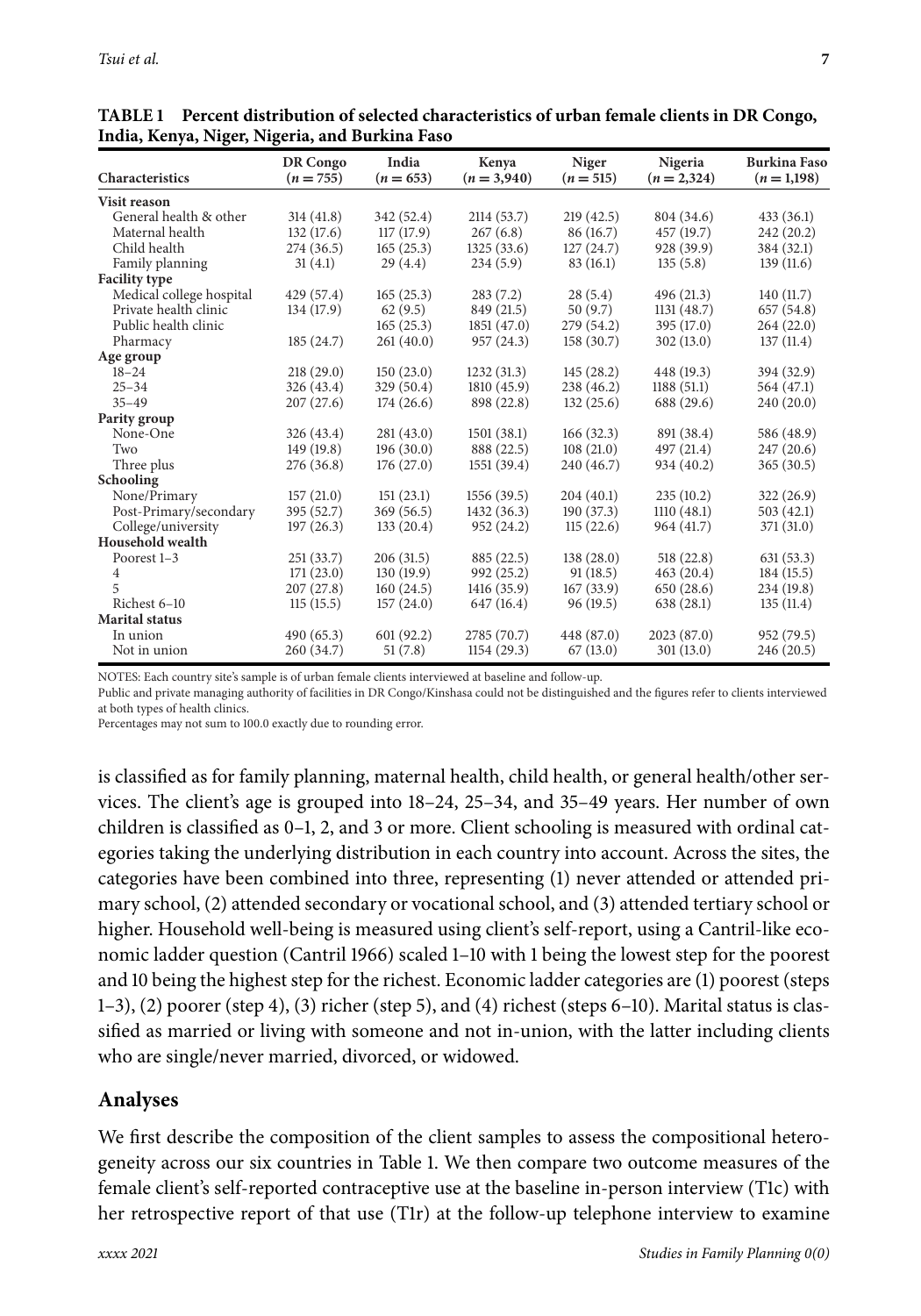**TABLE 1 Percent distribution of selected characteristics of urban female clients in DR Congo, India, Kenya, Niger, Nigeria, and Burkina Faso**

| Characteristics | DR Congo (n = 755) | India (n = 653) | Kenya (n = 3,940) | Niger (n = 515) | Nigeria (n = 2,324) | Burkina Faso (n = 1,198) |
|---|---|---|---|---|---|---|
| **Visit reason** | | | | | | |
| General health & other | 314 (41.8) | 342 (52.4) | 2114 (53.7) | 219 (42.5) | 804 (34.6) | 433 (36.1) |
| Maternal health | 132 (17.6) | 117 (17.9) | 267 (6.8) | 86 (16.7) | 457 (19.7) | 242 (20.2) |
| Child health | 274 (36.5) | 165 (25.3) | 1325 (33.6) | 127 (24.7) | 928 (39.9) | 384 (32.1) |
| Family planning | 31 (4.1) | 29 (4.4) | 234 (5.9) | 83 (16.1) | 135 (5.8) | 139 (11.6) |
| **Facility type** | | | | | | |
| Medical college hospital | 429 (57.4) | 165 (25.3) | 283 (7.2) | 28 (5.4) | 496 (21.3) | 140 (11.7) |
| Private health clinic | 134 (17.9) | 62 (9.5) | 849 (21.5) | 50 (9.7) | 1131 (48.7) | 657 (54.8) |
| Public health clinic | | 165 (25.3) | 1851 (47.0) | 279 (54.2) | 395 (17.0) | 264 (22.0) |
| Pharmacy | 185 (24.7) | 261 (40.0) | 957 (24.3) | 158 (30.7) | 302 (13.0) | 137 (11.4) |
| **Age group** | | | | | | |
| 18–24 | 218 (29.0) | 150 (23.0) | 1232 (31.3) | 145 (28.2) | 448 (19.3) | 394 (32.9) |
| 25–34 | 326 (43.4) | 329 (50.4) | 1810 (45.9) | 238 (46.2) | 1188 (51.1) | 564 (47.1) |
| 35–49 | 207 (27.6) | 174 (26.6) | 898 (22.8) | 132 (25.6) | 688 (29.6) | 240 (20.0) |
| **Parity group** | | | | | | |
| None-One | 326 (43.4) | 281 (43.0) | 1501 (38.1) | 166 (32.3) | 891 (38.4) | 586 (48.9) |
| Two | 149 (19.8) | 196 (30.0) | 888 (22.5) | 108 (21.0) | 497 (21.4) | 247 (20.6) |
| Three plus | 276 (36.8) | 176 (27.0) | 1551 (39.4) | 240 (46.7) | 934 (40.2) | 365 (30.5) |
| **Schooling** | | | | | | |
| None/Primary | 157 (21.0) | 151 (23.1) | 1556 (39.5) | 204 (40.1) | 235 (10.2) | 322 (26.9) |
| Post-Primary/secondary | 395 (52.7) | 369 (56.5) | 1432 (36.3) | 190 (37.3) | 1110 (48.1) | 503 (42.1) |
| College/university | 197 (26.3) | 133 (20.4) | 952 (24.2) | 115 (22.6) | 964 (41.7) | 371 (31.0) |
| **Household wealth** | | | | | | |
| Poorest 1–3 | 251 (33.7) | 206 (31.5) | 885 (22.5) | 138 (28.0) | 518 (22.8) | 631 (53.3) |
| 4 | 171 (23.0) | 130 (19.9) | 992 (25.2) | 91 (18.5) | 463 (20.4) | 184 (15.5) |
| 5 | 207 (27.8) | 160 (24.5) | 1416 (35.9) | 167 (33.9) | 650 (28.6) | 234 (19.8) |
| Richest 6–10 | 115 (15.5) | 157 (24.0) | 647 (16.4) | 96 (19.5) | 638 (28.1) | 135 (11.4) |
| **Marital status** | | | | | | |
| In union | 490 (65.3) | 601 (92.2) | 2785 (70.7) | 448 (87.0) | 2023 (87.0) | 952 (79.5) |
| Not in union | 260 (34.7) | 51 (7.8) | 1154 (29.3) | 67 (13.0) | 301 (13.0) | 246 (20.5) |

NOTES: Each country site's sample is of urban female clients interviewed at baseline and follow-up.
Public and private managing authority of facilities in DR Congo/Kinshasa could not be distinguished and the figures refer to clients interviewed at both types of health clinics.
Percentages may not sum to 100.0 exactly due to rounding error.

is classified as for family planning, maternal health, child health, or general health/other services. The client's age is grouped into 18–24, 25–34, and 35–49 years. Her number of own children is classified as 0–1, 2, and 3 or more. Client schooling is measured with ordinal categories taking the underlying distribution in each country into account. Across the sites, the categories have been combined into three, representing (1) never attended or attended primary school, (2) attended secondary or vocational school, and (3) attended tertiary school or higher. Household well-being is measured using client's self-report, using a Cantril-like economic ladder question (Cantril 1966) scaled 1–10 with 1 being the lowest step for the poorest and 10 being the highest step for the richest. Economic ladder categories are (1) poorest (steps 1–3), (2) poorer (step 4), (3) richer (step 5), and (4) richest (steps 6–10). Marital status is classified as married or living with someone and not in-union, with the latter including clients who are single/never married, divorced, or widowed.

## Analyses

We first describe the composition of the client samples to assess the compositional heterogeneity across our six countries in Table 1. We then compare two outcome measures of the female client's self-reported contraceptive use at the baseline in-person interview (T1c) with her retrospective report of that use (T1r) at the follow-up telephone interview to examine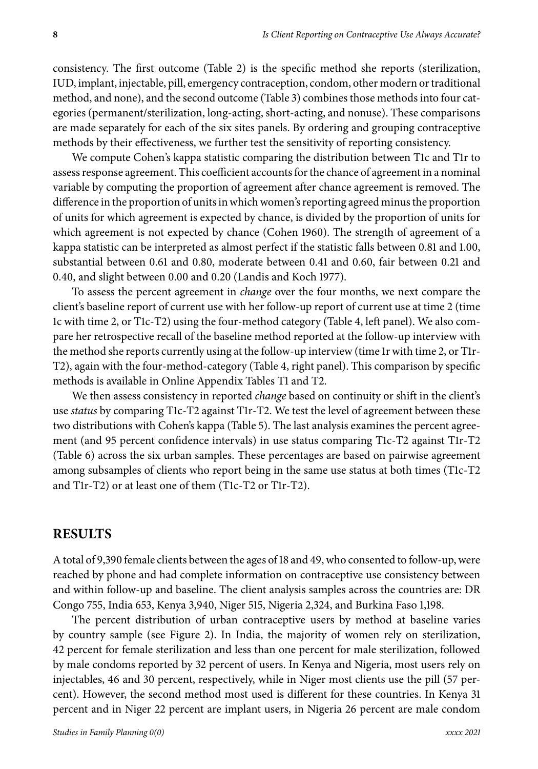consistency. The first outcome (Table 2) is the specific method she reports (sterilization, IUD, implant, injectable, pill, emergency contraception, condom, other modern or traditional method, and none), and the second outcome (Table 3) combines those methods into four categories (permanent/sterilization, long-acting, short-acting, and nonuse). These comparisons are made separately for each of the six sites panels. By ordering and grouping contraceptive methods by their effectiveness, we further test the sensitivity of reporting consistency.

We compute Cohen's kappa statistic comparing the distribution between T1c and T1r to assess response agreement. This coefficient accounts for the chance of agreement in a nominal variable by computing the proportion of agreement after chance agreement is removed. The difference in the proportion of units in which women's reporting agreed minus the proportion of units for which agreement is expected by chance, is divided by the proportion of units for which agreement is not expected by chance (Cohen 1960). The strength of agreement of a kappa statistic can be interpreted as almost perfect if the statistic falls between 0.81 and 1.00, substantial between 0.61 and 0.80, moderate between 0.41 and 0.60, fair between 0.21 and 0.40, and slight between 0.00 and 0.20 (Landis and Koch 1977).

To assess the percent agreement in *change* over the four months, we next compare the client's baseline report of current use with her follow-up report of current use at time 2 (time 1c with time 2, or T1c-T2) using the four-method category (Table 4, left panel). We also compare her retrospective recall of the baseline method reported at the follow-up interview with the method she reports currently using at the follow-up interview (time 1r with time 2, or T1r-T2), again with the four-method-category (Table 4, right panel). This comparison by specific methods is available in Online Appendix Tables T1 and T2.

We then assess consistency in reported *change* based on continuity or shift in the client's use *status* by comparing T1c-T2 against T1r-T2. We test the level of agreement between these two distributions with Cohen's kappa (Table 5). The last analysis examines the percent agreement (and 95 percent confidence intervals) in use status comparing T1c-T2 against T1r-T2 (Table 6) across the six urban samples. These percentages are based on pairwise agreement among subsamples of clients who report being in the same use status at both times (T1c-T2 and T1r-T2) or at least one of them (T1c-T2 or T1r-T2).

## RESULTS

A total of 9,390 female clients between the ages of 18 and 49, who consented to follow-up, were reached by phone and had complete information on contraceptive use consistency between and within follow-up and baseline. The client analysis samples across the countries are: DR Congo 755, India 653, Kenya 3,940, Niger 515, Nigeria 2,324, and Burkina Faso 1,198.

The percent distribution of urban contraceptive users by method at baseline varies by country sample (see Figure 2). In India, the majority of women rely on sterilization, 42 percent for female sterilization and less than one percent for male sterilization, followed by male condoms reported by 32 percent of users. In Kenya and Nigeria, most users rely on injectables, 46 and 30 percent, respectively, while in Niger most clients use the pill (57 percent). However, the second method most used is different for these countries. In Kenya 31 percent and in Niger 22 percent are implant users, in Nigeria 26 percent are male condom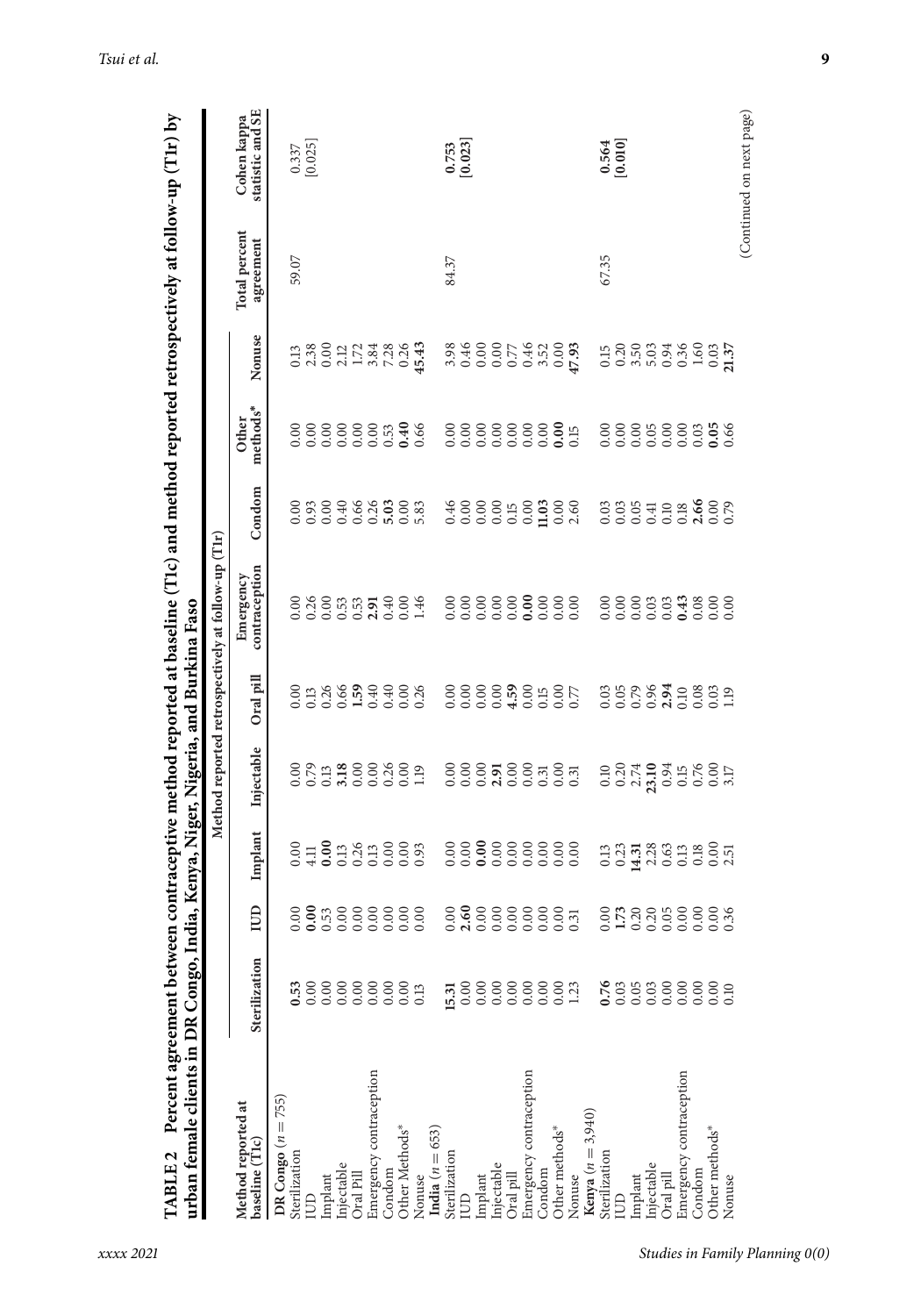**TABLE 2 Percent agreement between contraceptive method reported at baseline (T1c) and method reported retrospectively at follow-up (T1r) by urban female clients in DR Congo, India, Kenya, Niger, Nigeria, and Burkina Faso**

| Method reported at baseline (T1c) | Method reported retrospectively at follow-up (T1r) | | | | | | | | | | Total percent agreement | Cohen kappa statistic and SE |
|---|---|---|---|---|---|---|---|---|---|---|---|---|
| | Sterilization | IUD | Implant | Injectable | Oral pill | Emergency contraception | Condom | Other methods* | Nonuse | | | |
| **DR Congo** ($n = 755$) | | | | | | | | | | | | |
| Sterilization | **0.53** | 0.00 | 0.00 | 0.00 | 0.00 | 0.00 | 0.00 | 0.00 | 0.13 | | 59.07 | 0.337 [0.025] |
| IUD | 0.00 | **0.00** | 4.11 | 0.79 | 0.13 | 0.26 | 0.93 | 0.00 | 2.38 | | | |
| Implant | 0.00 | 0.53 | **0.00** | 0.13 | 0.26 | 0.00 | 0.00 | 0.00 | 0.00 | | | |
| Injectable | 0.00 | 0.00 | 0.13 | **3.18** | 0.66 | 0.53 | 0.40 | 0.00 | 2.12 | | | |
| Oral Pill | 0.00 | 0.00 | 0.26 | 0.00 | **1.59** | 0.53 | 0.66 | 0.00 | 1.72 | | | |
| Emergency contraception | 0.00 | 0.00 | 0.13 | 0.00 | 0.40 | **2.91** | 0.26 | 0.00 | 3.84 | | | |
| Condom | 0.00 | 0.00 | 0.00 | 0.26 | 0.40 | 0.40 | **5.03** | 0.53 | 7.28 | | | |
| Other Methods* | 0.00 | 0.00 | 0.00 | 0.00 | 0.00 | 0.00 | 0.00 | **0.40** | 0.26 | | | |
| Nonuse | 0.13 | 0.00 | 0.93 | 1.19 | 0.26 | 1.46 | 5.83 | 0.66 | **45.43** | | | |
| **India** ($n = 653$) | | | | | | | | | | | | |
| Sterilization | **15.31** | 0.00 | 0.00 | 0.00 | 0.00 | 0.00 | 0.46 | 0.00 | 3.98 | | 84.37 | **0.753** **[0.023]** |
| IUD | 0.00 | **2.60** | 0.00 | 0.00 | 0.00 | 0.00 | 0.00 | 0.00 | 0.46 | | | |
| Implant | 0.00 | 0.00 | **0.00** | 0.00 | 0.00 | 0.00 | 0.00 | 0.00 | 0.00 | | | |
| Injectable | 0.00 | 0.00 | 0.00 | **2.91** | 0.00 | 0.00 | 0.00 | 0.00 | 0.00 | | | |
| Oral pill | 0.00 | 0.00 | 0.00 | 0.00 | **4.59** | 0.00 | 0.15 | 0.00 | 0.77 | | | |
| Emergency contraception | 0.00 | 0.00 | 0.00 | 0.00 | 0.00 | **0.00** | 0.00 | 0.00 | 0.46 | | | |
| Condom | 0.00 | 0.00 | 0.00 | 0.31 | 0.15 | 0.00 | **11.03** | 0.00 | 3.52 | | | |
| Other methods* | 0.00 | 0.00 | 0.00 | 0.00 | 0.00 | 0.00 | 0.00 | **0.00** | 0.00 | | | |
| Nonuse | 1.23 | 0.31 | 0.00 | 0.31 | 0.77 | 0.00 | 2.60 | 0.15 | **47.93** | | | |
| **Kenya** ($n = 3{,}940$) | | | | | | | | | | | | |
| Sterilization | **0.76** | 0.00 | 0.13 | 0.10 | 0.03 | 0.00 | 0.03 | 0.00 | 0.15 | | 67.35 | **0.564** **[0.010]** |
| IUD | 0.03 | **1.73** | 0.23 | 0.20 | 0.05 | 0.00 | 0.03 | 0.00 | 0.20 | | | |
| Implant | 0.05 | 0.20 | **14.31** | 2.74 | 0.79 | 0.00 | 0.05 | 0.00 | 3.50 | | | |
| Injectable | 0.03 | 0.20 | 2.28 | **23.10** | 0.96 | 0.03 | 0.41 | 0.05 | 5.03 | | | |
| Oral pill | 0.00 | 0.05 | 0.63 | 0.94 | **2.94** | 0.03 | 0.10 | 0.00 | 0.94 | | | |
| Emergency contraception | 0.00 | 0.00 | 0.13 | 0.15 | 0.10 | **0.43** | 0.18 | 0.00 | 0.36 | | | |
| Condom | 0.00 | 0.00 | 0.18 | 0.76 | 0.08 | 0.08 | **2.66** | 0.03 | 1.60 | | | |
| Other methods* | 0.00 | 0.00 | 0.00 | 0.00 | 0.03 | 0.00 | 0.00 | **0.05** | 0.03 | | | |
| Nonuse | 0.10 | 0.36 | 2.51 | 3.17 | 1.19 | 0.00 | 0.79 | 0.66 | **21.37** | | | |

(Continued on next page)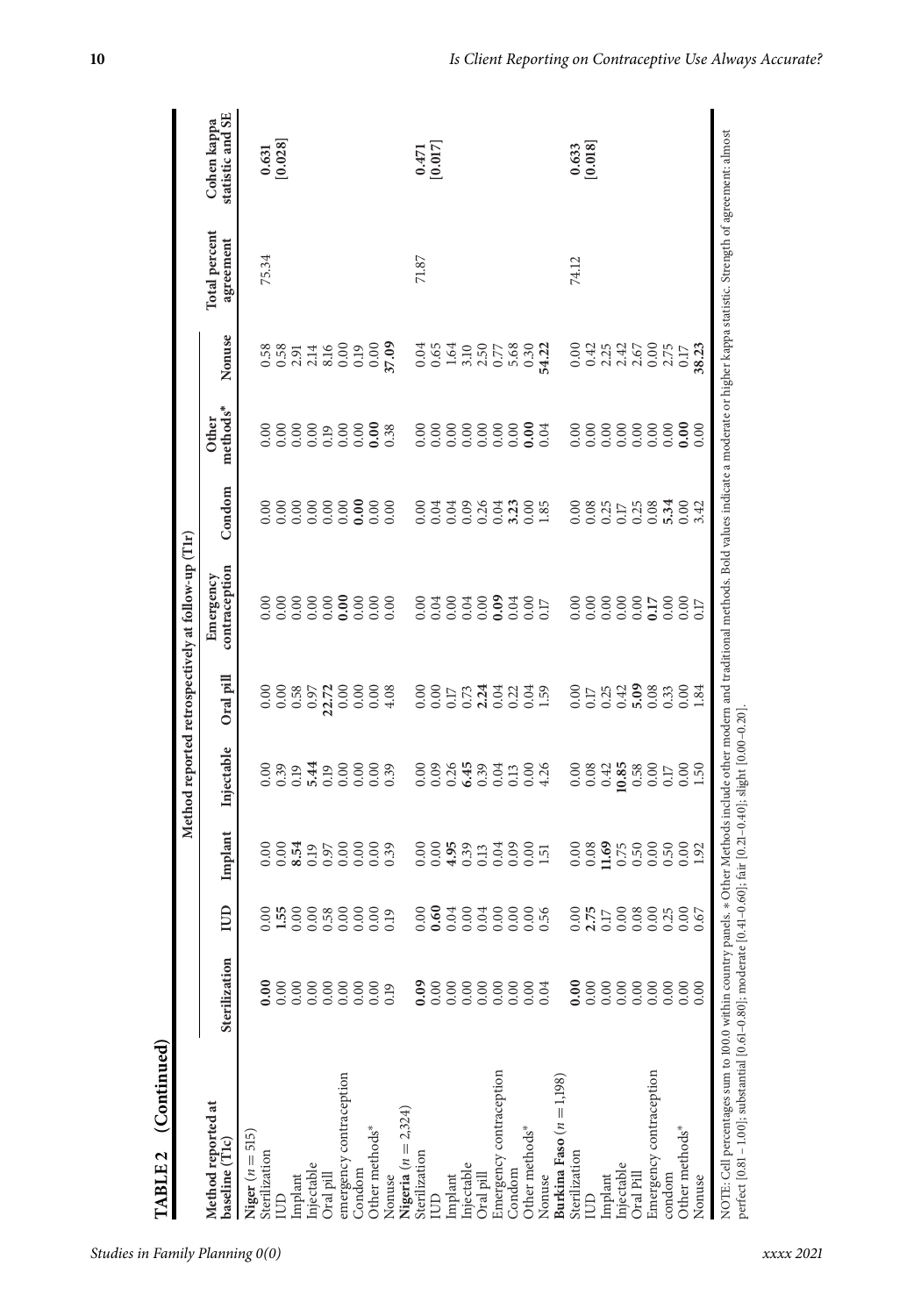**TABLE 2 (Continued)**

| Method reported at baseline (T1c) | Method reported retrospectively at follow-up (T1r) | | | | | | | | | Total percent agreement | Cohen kappa statistic and SE |
|---|---|---|---|---|---|---|---|---|---|---|---|
| | Sterilization | IUD | Implant | Injectable | Oral pill | Emergency contraception | Condom | Other methods* | Nonuse | | |
| **Niger** ($n = 515$) | | | | | | | | | | 75.34 | **0.631** [0.028] |
| Sterilization | **0.00** | 0.00 | 0.00 | 0.00 | 0.00 | 0.00 | 0.00 | 0.00 | 0.58 | | |
| IUD | 0.00 | **1.55** | 0.00 | 0.39 | 0.00 | 0.00 | 0.00 | 0.00 | 0.58 | | |
| Implant | 0.00 | 0.00 | **8.54** | 0.19 | 0.58 | 0.00 | 0.00 | 0.00 | 2.91 | | |
| Injectable | 0.00 | 0.00 | 0.19 | **5.44** | 0.97 | 0.00 | 0.00 | 0.00 | 2.14 | | |
| Oral pill | 0.00 | 0.58 | 0.97 | 0.19 | **22.72** | 0.00 | 0.00 | 0.19 | 8.16 | | |
| emergency contraception | 0.00 | 0.00 | 0.00 | 0.00 | 0.00 | **0.00** | 0.00 | 0.00 | 0.00 | | |
| Condom | 0.00 | 0.00 | 0.00 | 0.00 | 0.00 | 0.00 | **0.00** | 0.00 | 0.19 | | |
| Other methods* | 0.00 | 0.00 | 0.00 | 0.00 | 0.00 | 0.00 | 0.00 | **0.00** | 0.00 | | |
| Nonuse | 0.19 | 0.19 | 0.39 | 0.39 | 4.08 | 0.00 | 0.00 | 0.38 | **37.09** | | |
| **Nigeria** ($n = 2{,}324$) | | | | | | | | | | 71.87 | **0.471** [0.017] |
| Sterilization | **0.09** | 0.00 | 0.00 | 0.00 | 0.00 | 0.00 | 0.00 | 0.00 | 0.04 | | |
| IUD | 0.00 | **0.60** | 0.00 | 0.09 | 0.00 | 0.04 | 0.04 | 0.00 | 0.65 | | |
| Implant | 0.00 | 0.04 | **4.95** | 0.26 | 0.17 | 0.00 | 0.04 | 0.00 | 1.64 | | |
| Injectable | 0.00 | 0.00 | 0.39 | **6.45** | 0.73 | 0.04 | 0.09 | 0.00 | 3.10 | | |
| Oral pill | 0.00 | 0.04 | 0.13 | 0.39 | **2.24** | 0.00 | 0.26 | 0.00 | 2.50 | | |
| Emergency contraception | 0.00 | 0.00 | 0.04 | 0.04 | 0.04 | **0.09** | 0.04 | 0.00 | 0.77 | | |
| Condom | 0.00 | 0.00 | 0.09 | 0.13 | 0.22 | 0.04 | **3.23** | 0.00 | 5.68 | | |
| Other methods* | 0.00 | 0.00 | 0.00 | 0.00 | 0.04 | 0.00 | 0.00 | **0.00** | 0.30 | | |
| Nonuse | 0.04 | 0.56 | 1.51 | 4.26 | 1.59 | 0.17 | 1.85 | 0.04 | **54.22** | | |
| **Burkina Faso** ($n = 1{,}198$) | | | | | | | | | | 74.12 | **0.633** [0.018] |
| Sterilization | **0.00** | 0.00 | 0.00 | 0.00 | 0.00 | 0.00 | 0.00 | 0.00 | 0.00 | | |
| IUD | 0.00 | **2.75** | 0.08 | 0.08 | 0.17 | 0.00 | 0.08 | 0.00 | 0.42 | | |
| Implant | 0.00 | 0.17 | **11.69** | 0.42 | 0.25 | 0.00 | 0.25 | 0.00 | 2.25 | | |
| Injectable | 0.00 | 0.00 | 0.75 | **10.85** | 0.42 | 0.00 | 0.17 | 0.00 | 2.42 | | |
| Oral Pill | 0.00 | 0.08 | 0.50 | 0.58 | **5.09** | 0.00 | 0.25 | 0.00 | 2.67 | | |
| Emergency contraception | 0.00 | 0.00 | 0.00 | 0.00 | 0.08 | **0.17** | 0.08 | 0.00 | 0.00 | | |
| condom | 0.00 | 0.25 | 0.50 | 0.17 | 0.33 | 0.00 | **5.34** | 0.00 | 2.75 | | |
| Other methods* | 0.00 | 0.00 | 0.00 | 0.00 | 0.00 | 0.00 | 0.00 | **0.00** | 0.17 | | |
| Nonuse | 0.00 | 0.67 | 1.92 | 1.50 | 1.84 | 0.17 | 3.42 | 0.00 | **38.23** | | |

NOTE: Cell percentages sum to 100.0 within country panels. * Other Methods include other modern and traditional methods. Bold values indicate a moderate or higher kappa statistic. Strength of agreement: almost perfect [0.81 – 1.00]; substantial [0.61–0.80]; moderate [0.41–0.60]; fair [0.21–0.40]; slight [0.00–0.20].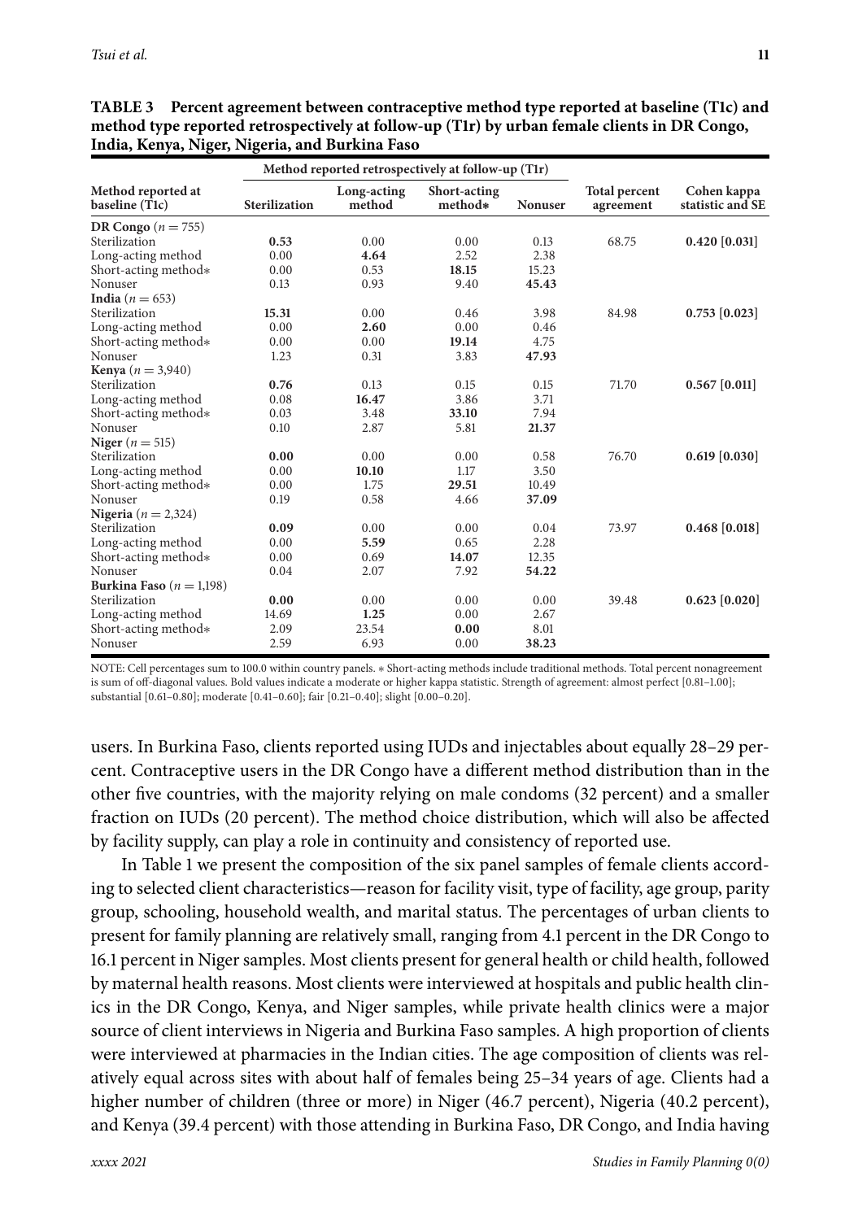**TABLE 3 Percent agreement between contraceptive method type reported at baseline (T1c) and method type reported retrospectively at follow-up (T1r) by urban female clients in DR Congo, India, Kenya, Niger, Nigeria, and Burkina Faso**

| Method reported at baseline (T1c) | Method reported retrospectively at follow-up (T1r) | | | | Total percent agreement | Cohen kappa statistic and SE |
|---|---|---|---|---|---|---|
| | Sterilization | Long-acting method | Short-acting method* | Nonuser | | |
| **DR Congo** ($n = 755$) | | | | | | |
| Sterilization | **0.53** | 0.00 | 0.00 | 0.13 | 68.75 | **0.420 [0.031]** |
| Long-acting method | 0.00 | **4.64** | 2.52 | 2.38 | | |
| Short-acting method* | 0.00 | 0.53 | **18.15** | 15.23 | | |
| Nonuser | 0.13 | 0.93 | 9.40 | **45.43** | | |
| **India** ($n = 653$) | | | | | | |
| Sterilization | **15.31** | 0.00 | 0.46 | 3.98 | 84.98 | **0.753 [0.023]** |
| Long-acting method | 0.00 | **2.60** | 0.00 | 0.46 | | |
| Short-acting method* | 0.00 | 0.00 | **19.14** | 4.75 | | |
| Nonuser | 1.23 | 0.31 | 3.83 | **47.93** | | |
| **Kenya** ($n = 3,940$) | | | | | | |
| Sterilization | **0.76** | 0.13 | 0.15 | 0.15 | 71.70 | **0.567 [0.011]** |
| Long-acting method | 0.08 | **16.47** | 3.86 | 3.71 | | |
| Short-acting method* | 0.03 | 3.48 | **33.10** | 7.94 | | |
| Nonuser | 0.10 | 2.87 | 5.81 | **21.37** | | |
| **Niger** ($n = 515$) | | | | | | |
| Sterilization | **0.00** | 0.00 | 0.00 | 0.58 | 76.70 | **0.619 [0.030]** |
| Long-acting method | 0.00 | **10.10** | 1.17 | 3.50 | | |
| Short-acting method* | 0.00 | 1.75 | **29.51** | 10.49 | | |
| Nonuser | 0.19 | 0.58 | 4.66 | **37.09** | | |
| **Nigeria** ($n = 2,324$) | | | | | | |
| Sterilization | **0.09** | 0.00 | 0.00 | 0.04 | 73.97 | **0.468 [0.018]** |
| Long-acting method | 0.00 | **5.59** | 0.65 | 2.28 | | |
| Short-acting method* | 0.00 | 0.69 | **14.07** | 12.35 | | |
| Nonuser | 0.04 | 2.07 | 7.92 | **54.22** | | |
| **Burkina Faso** ($n = 1,198$) | | | | | | |
| Sterilization | **0.00** | 0.00 | 0.00 | 0.00 | 39.48 | **0.623 [0.020]** |
| Long-acting method | 14.69 | **1.25** | 0.00 | 2.67 | | |
| Short-acting method* | 2.09 | 23.54 | **0.00** | 8.01 | | |
| Nonuser | 2.59 | 6.93 | 0.00 | **38.23** | | |

NOTE: Cell percentages sum to 100.0 within country panels. * Short-acting methods include traditional methods. Total percent nonagreement is sum of off-diagonal values. Bold values indicate a moderate or higher kappa statistic. Strength of agreement: almost perfect [0.81–1.00]; substantial [0.61–0.80]; moderate [0.41–0.60]; fair [0.21–0.40]; slight [0.00–0.20].

users. In Burkina Faso, clients reported using IUDs and injectables about equally 28–29 percent. Contraceptive users in the DR Congo have a different method distribution than in the other five countries, with the majority relying on male condoms (32 percent) and a smaller fraction on IUDs (20 percent). The method choice distribution, which will also be affected by facility supply, can play a role in continuity and consistency of reported use.

In Table 1 we present the composition of the six panel samples of female clients according to selected client characteristics—reason for facility visit, type of facility, age group, parity group, schooling, household wealth, and marital status. The percentages of urban clients to present for family planning are relatively small, ranging from 4.1 percent in the DR Congo to 16.1 percent in Niger samples. Most clients present for general health or child health, followed by maternal health reasons. Most clients were interviewed at hospitals and public health clinics in the DR Congo, Kenya, and Niger samples, while private health clinics were a major source of client interviews in Nigeria and Burkina Faso samples. A high proportion of clients were interviewed at pharmacies in the Indian cities. The age composition of clients was relatively equal across sites with about half of females being 25–34 years of age. Clients had a higher number of children (three or more) in Niger (46.7 percent), Nigeria (40.2 percent), and Kenya (39.4 percent) with those attending in Burkina Faso, DR Congo, and India having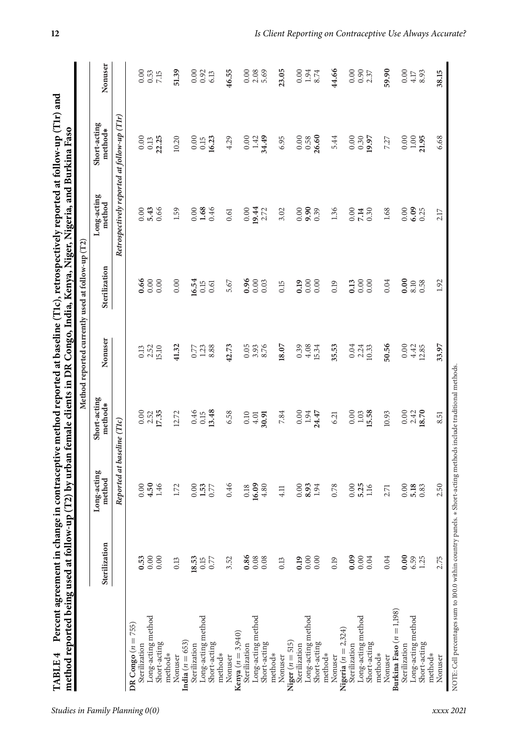**TABLE 4 Percent agreement in change in contraceptive method reported at baseline (T1c), retrospectively reported at follow-up (T1r) and method reported being used at follow-up (T2) by urban female clients in DR Congo, India, Kenya, Niger, Nigeria, and Burkina Faso**

| | Method reported currently used at follow-up (T2) | | | | | | | |
|---|---|---|---|---|---|---|---|---|
| | Sterilization | Long-acting method | Short-acting method* | Nonuser | Sterilization | Long-acting method | Short-acting method* | Nonuser |
| | *Reported at baseline (T1c)* | | | | *Retrospectively reported at follow-up (T1r)* | | | |
| **DR Congo** ($n = 755$) | | | | | | | | |
| Sterilization | **0.53** | 0.00 | 0.00 | 0.13 | **0.66** | 0.00 | 0.00 | 0.00 |
| Long-acting method | 0.00 | **4.50** | 2.52 | 2.52 | 0.00 | **5.43** | 0.13 | 0.53 |
| Short-acting method* | 0.00 | 1.46 | **17.35** | 15.10 | 0.00 | 0.66 | **22.25** | 7.15 |
| Nonuser | 0.13 | 1.72 | 12.72 | **41.32** | 0.00 | 1.59 | 10.20 | **51.39** |
| **India** ($n = 653$) | | | | | | | | |
| Sterilization | **18.53** | 0.00 | 0.46 | 0.77 | **16.54** | 0.00 | 0.00 | 0.00 |
| Long-acting method | 0.15 | **1.53** | 0.15 | 1.23 | 0.15 | **1.68** | 0.15 | 0.92 |
| Short-acting method* | 0.77 | 0.77 | **13.48** | 8.88 | 0.61 | 0.46 | **16.23** | 6.13 |
| Nonuser | 3.52 | 0.46 | 6.58 | **42.73** | 5.67 | 0.61 | 4.29 | **46.55** |
| **Kenya** ($n = 3,940$) | | | | | | | | |
| Sterilization | **0.86** | 0.18 | 0.10 | 0.05 | **0.96** | 0.00 | 0.00 | 0.00 |
| Long-acting method | 0.08 | **16.09** | 4.01 | 3.93 | 0.00 | **19.44** | 1.42 | 2.08 |
| Short-acting method* | 0.08 | 4.80 | **30.91** | 8.76 | 0.03 | 2.72 | **34.49** | 5.69 |
| Nonuser | 0.13 | 4.11 | 7.84 | **18.07** | 0.15 | 3.02 | 6.95 | **23.05** |
| **Niger** ($n = 515$) | | | | | | | | |
| Sterilization | **0.19** | 0.00 | 0.00 | 0.39 | **0.19** | 0.00 | 0.00 | 0.00 |
| Long-acting method | 0.00 | **8.93** | 1.94 | 4.08 | 0.00 | **9.90** | 0.58 | 1.94 |
| Short-acting method* | 0.00 | 1.94 | **24.47** | 15.34 | 0.00 | 0.39 | **26.60** | 8.74 |
| Nonuser | 0.19 | 0.78 | 6.21 | **35.53** | 0.19 | 1.36 | 5.44 | **44.66** |
| **Nigeria** ($n = 2,324$) | | | | | | | | |
| Sterilization | **0.09** | 0.00 | 0.00 | 0.04 | **0.13** | 0.00 | 0.00 | 0.00 |
| Long-acting method | 0.00 | **5.25** | 1.03 | 2.24 | 0.00 | **7.14** | 0.30 | 0.90 |
| Short-acting method* | 0.04 | 1.16 | **15.58** | 10.33 | 0.00 | 0.30 | **19.97** | 2.37 |
| Nonuser | 0.04 | 2.71 | 10.93 | **50.56** | 0.04 | 1.68 | 7.27 | **59.90** |
| **Burkina Faso** ($n = 1,198$) | | | | | | | | |
| Sterilization | **0.00** | 0.00 | 0.00 | 0.00 | **0.00** | 0.00 | 0.00 | 0.00 |
| Long-acting method | 6.59 | **5.18** | 2.42 | 4.42 | 8.10 | **6.09** | 1.00 | 4.17 |
| Short-acting method* | 1.25 | 0.83 | **18.70** | 12.85 | 0.58 | 0.25 | **21.95** | 8.93 |
| Nonuser | 2.75 | 2.50 | 8.51 | **33.97** | 1.92 | 2.17 | 6.68 | **38.15** |

NOTE: Cell percentages sum to 100.0 within country panels. * Short-acting methods include traditional methods.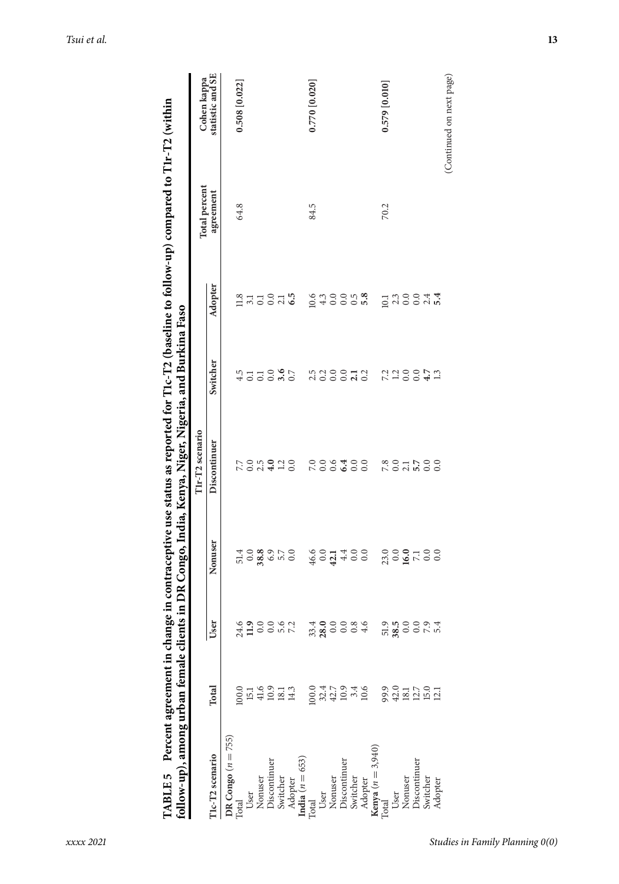**TABLE 5** Percent agreement in change in contraceptive use status as reported for T1c-T2 (baseline to follow-up) compared to T1r-T2 (within follow-up), among urban female clients in DR Congo, India, Kenya, Niger, Nigeria, and Burkina Faso

| T1c-T2 scenario | Total | T1r-T2 scenario | | | | | Total percent agreement | Cohen kappa statistic and SE |
|---|---|---|---|---|---|---|---|---|
| | | User | Nonuser | Discontinuer | Switcher | Adopter | | |
| **DR Congo** ($n = 755$) | | | | | | | | |
| Total | 100.0 | 24.6 | 51.4 | 7.7 | 4.5 | 11.8 | 64.8 | 0.508 [0.022] |
| User | 15.1 | **11.9** | 0.0 | 0.0 | 0.1 | 3.1 | | |
| Nonuser | 41.6 | 0.0 | **38.8** | 2.5 | 0.1 | 0.1 | | |
| Discontinuer | 10.9 | 0.0 | 6.9 | **4.0** | 0.0 | 0.0 | | |
| Switcher | 18.1 | 5.6 | 5.7 | 1.2 | **3.6** | 2.1 | | |
| Adopter | 14.3 | 7.2 | 0.0 | 0.0 | 0.7 | **6.5** | | |
| **India** ($n = 653$) | | | | | | | | |
| Total | 100.0 | 33.4 | 46.6 | 7.0 | 2.5 | 10.6 | 84.5 | 0.770 [0.020] |
| User | 32.4 | **28.0** | 0.0 | 0.0 | 0.2 | 4.3 | | |
| Nonuser | 42.7 | 0.0 | **42.1** | 0.6 | 0.0 | 0.0 | | |
| Discontinuer | 10.9 | 0.0 | 4.4 | **6.4** | 0.0 | 0.0 | | |
| Switcher | 3.4 | 0.8 | 0.0 | 0.0 | **2.1** | 0.5 | | |
| Adopter | 10.6 | 4.6 | 0.0 | 0.0 | 0.2 | **5.8** | | |
| **Kenya** ($n = 3,940$) | | | | | | | | |
| Total | 99.9 | 51.9 | 23.0 | 7.8 | 7.2 | 10.1 | 70.2 | 0.579 [0.010] |
| User | 42.0 | **38.5** | 0.0 | 0.0 | 1.2 | 2.3 | | |
| Nonuser | 18.1 | 0.0 | **16.0** | 2.1 | 0.0 | 0.0 | | |
| Discontinuer | 12.7 | 0.0 | 7.1 | **5.7** | 0.0 | 0.0 | | |
| Switcher | 15.0 | 7.9 | 0.0 | 0.0 | **4.7** | 2.4 | | |
| Adopter | 12.1 | 5.4 | 0.0 | 0.0 | 1.3 | **5.4** | | |

(Continued on next page)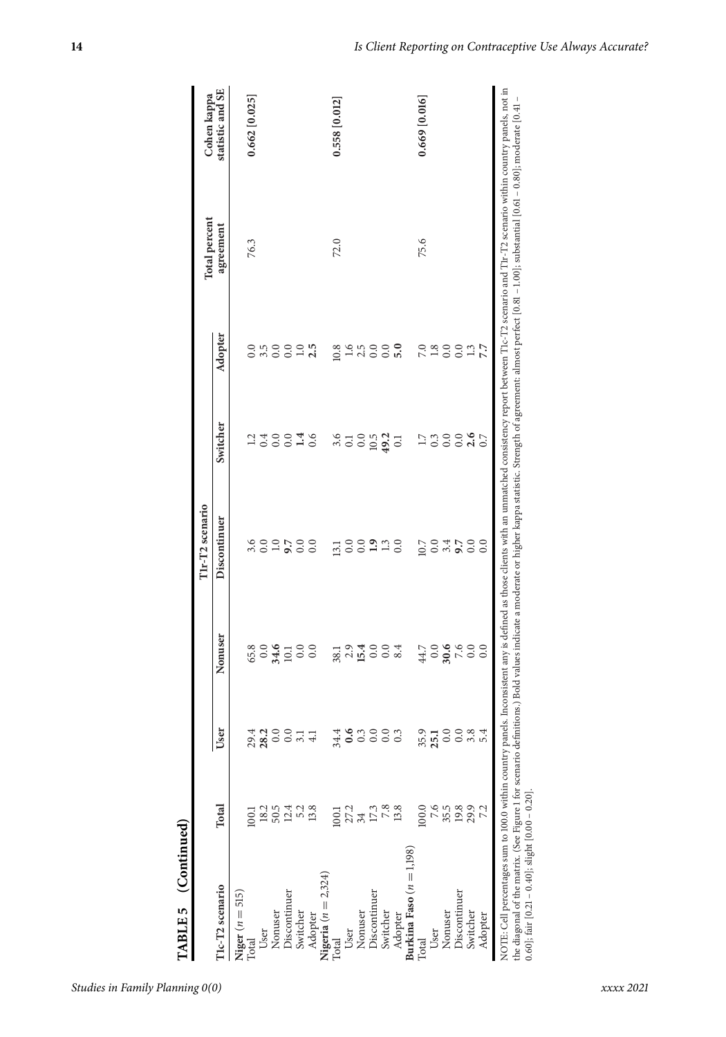**TABLE 5 (Continued)**

| T1c-T2 scenario | Total | T1r-T2 scenario | | | | | Total percent agreement | Cohen kappa statistic and SE |
|---|---|---|---|---|---|---|---|---|
| | | User | Nonuser | Discontinuer | Switcher | Adopter | | |
| **Niger** ($n = 515$) | | | | | | | | |
| Total | 100.1 | 29.4 | 65.8 | 3.6 | 1.2 | 0.0 | 76.3 | **0.662 [0.025]** |
| User | 18.2 | **28.2** | 0.0 | 0.0 | 0.4 | 3.5 | | |
| Nonuser | 50.5 | 0.0 | **34.6** | 1.0 | 0.0 | 0.0 | | |
| Discontinuer | 12.4 | 0.0 | 10.1 | **9.7** | 0.0 | 0.0 | | |
| Switcher | 5.2 | 3.1 | 0.0 | 0.0 | **1.4** | 1.0 | | |
| Adopter | 13.8 | 4.1 | 0.0 | 0.0 | 0.6 | **2.5** | | |
| **Nigeria** ($n = 2,324$) | | | | | | | | |
| Total | 100.1 | 34.4 | 38.1 | 13.1 | 3.6 | 10.8 | 72.0 | **0.558 [0.012]** |
| User | 27.2 | **0.6** | 2.9 | 0.0 | 0.1 | 1.6 | | |
| Nonuser | 34 | 0.3 | **15.4** | 0.0 | 0.0 | 2.5 | | |
| Discontinuer | 17.3 | 0.0 | 0.0 | **1.9** | 10.5 | 0.0 | | |
| Switcher | 7.8 | 0.0 | 0.0 | 1.3 | **49.2** | 0.0 | | |
| Adopter | 13.8 | 0.3 | 8.4 | 0.0 | 0.1 | **5.0** | | |
| **Burkina Faso** ($n = 1,198$) | | | | | | | | |
| Total | 100.0 | 35.9 | 44.7 | 10.7 | 1.7 | 7.0 | 75.6 | **0.669 [0.016]** |
| User | 7.6 | **25.1** | 0.0 | 0.0 | 0.3 | 1.8 | | |
| Nonuser | 35.5 | 0.0 | **30.6** | 3.4 | 0.0 | 0.0 | | |
| Discontinuer | 19.8 | 0.0 | 7.6 | **9.7** | 0.0 | 0.0 | | |
| Switcher | 29.9 | 3.8 | 0.0 | 0.0 | **2.6** | 1.3 | | |
| Adopter | 7.2 | 5.4 | 0.0 | 0.0 | 0.7 | **7.7** | | |

NOTE: Cell percentages sum to 100.0 within country panels. Inconsistent any is defined as those clients with an unmatched consistency report between T1c-T2 scenario and T1r-T2 scenario within country panels, not in the diagonal of the matrix. (See Figure 1 for scenario definitions.) Bold values indicate a moderate or higher kappa statistic. Strength of agreement: almost perfect [0.81 – 1.00]; substantial [0.61 – 0.80]; moderate [0.41 – 0.60]; fair [0.21 – 0.40]; slight [0.00 – 0.20].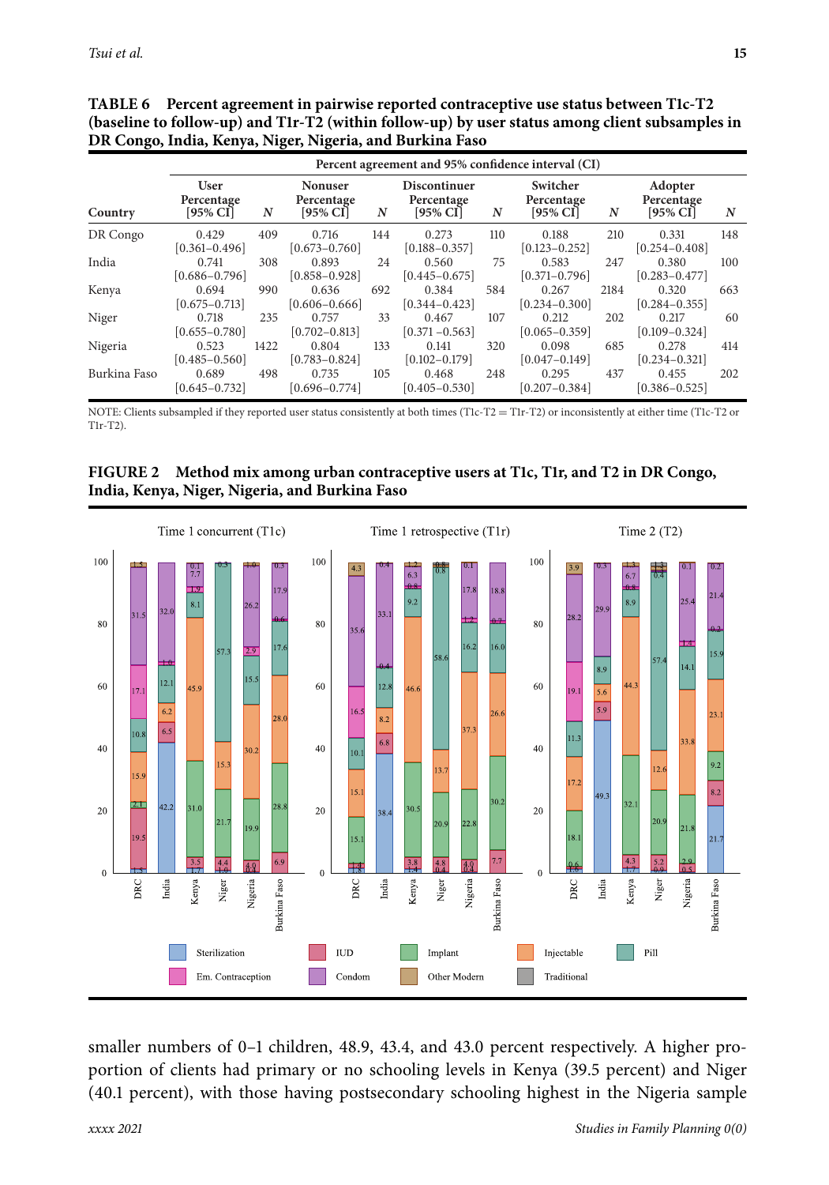**TABLE 6 Percent agreement in pairwise reported contraceptive use status between T1c-T2 (baseline to follow-up) and T1r-T2 (within follow-up) by user status among client subsamples in DR Congo, India, Kenya, Niger, Nigeria, and Burkina Faso**

| | Percent agreement and 95% confidence interval (CI) | | | | | | | | | |
|---|---|---|---|---|---|---|---|---|---|---|
| | User | | Nonuser | | Discontinuer | | Switcher | | Adopter | |
| Country | Percentage [95% CI] | N | Percentage [95% CI] | N | Percentage [95% CI] | N | Percentage [95% CI] | N | Percentage [95% CI] | N |
| DR Congo | 0.429 [0.361–0.496] | 409 | 0.716 [0.673–0.760] | 144 | 0.273 [0.188–0.357] | 110 | 0.188 [0.123–0.252] | 210 | 0.331 [0.254–0.408] | 148 |
| India | 0.741 [0.686–0.796] | 308 | 0.893 [0.858–0.928] | 24 | 0.560 [0.445–0.675] | 75 | 0.583 [0.371–0.796] | 247 | 0.380 [0.283–0.477] | 100 |
| Kenya | 0.694 [0.675–0.713] | 990 | 0.636 [0.606–0.666] | 692 | 0.384 [0.344–0.423] | 584 | 0.267 [0.234–0.300] | 2184 | 0.320 [0.284–0.355] | 663 |
| Niger | 0.718 [0.655–0.780] | 235 | 0.757 [0.702–0.813] | 33 | 0.467 [0.371 –0.563] | 107 | 0.212 [0.065–0.359] | 202 | 0.217 [0.109–0.324] | 60 |
| Nigeria | 0.523 [0.485–0.560] | 1422 | 0.804 [0.783–0.824] | 133 | 0.141 [0.102–0.179] | 320 | 0.098 [0.047–0.149] | 685 | 0.278 [0.234–0.321] | 414 |
| Burkina Faso | 0.689 [0.645–0.732] | 498 | 0.735 [0.696–0.774] | 105 | 0.468 [0.405–0.530] | 248 | 0.295 [0.207–0.384] | 437 | 0.455 [0.386–0.525] | 202 |

NOTE: Clients subsampled if they reported user status consistently at both times (T1c-T2 = T1r-T2) or inconsistently at either time (T1c-T2 or T1r-T2).

**FIGURE 2 Method mix among urban contraceptive users at T1c, T1r, and T2 in DR Congo, India, Kenya, Niger, Nigeria, and Burkina Faso**

smaller numbers of 0–1 children, 48.9, 43.4, and 43.0 percent respectively. A higher proportion of clients had primary or no schooling levels in Kenya (39.5 percent) and Niger (40.1 percent), with those having postsecondary schooling highest in the Nigeria sample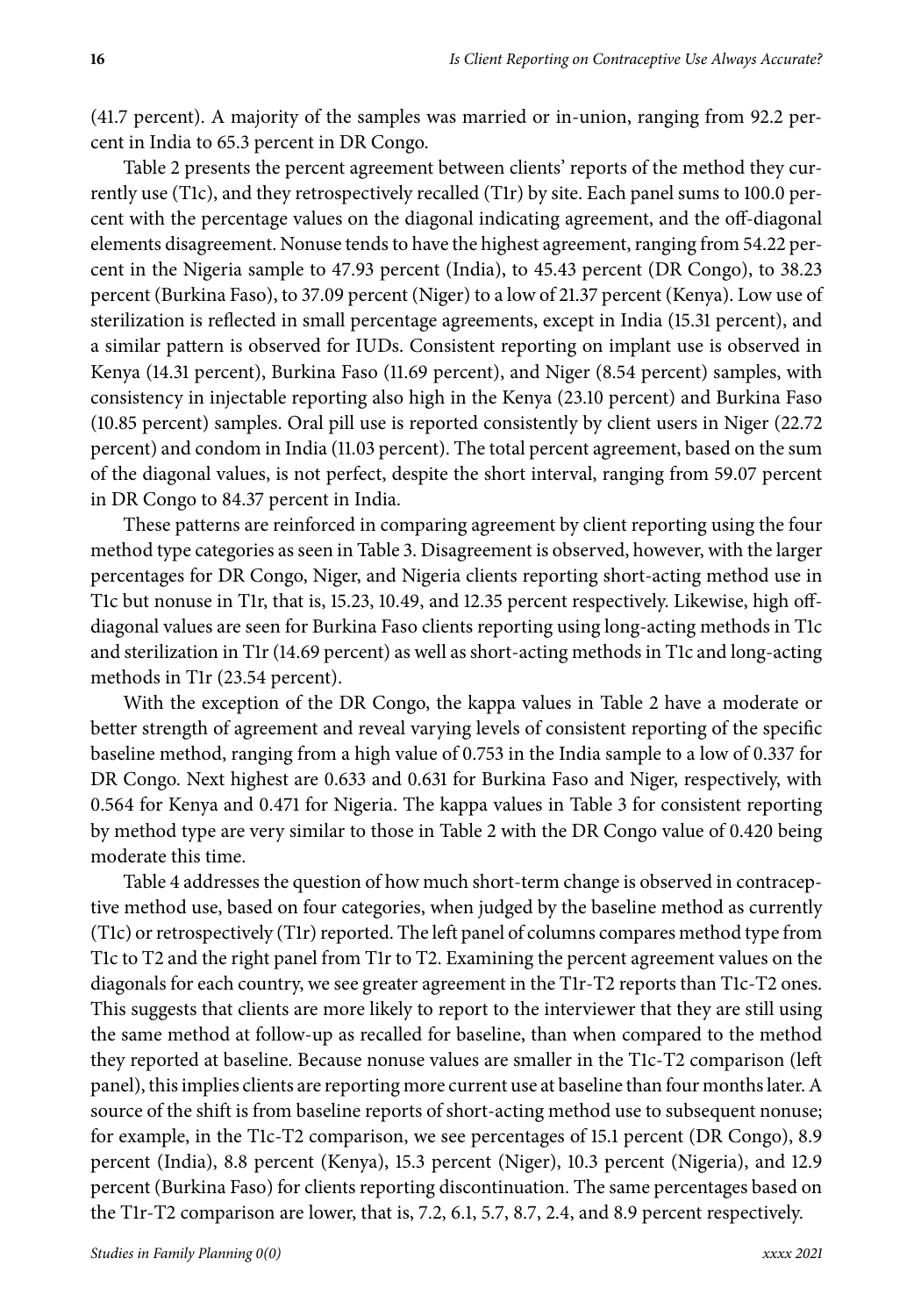(41.7 percent). A majority of the samples was married or in-union, ranging from 92.2 percent in India to 65.3 percent in DR Congo.

Table 2 presents the percent agreement between clients' reports of the method they currently use (T1c), and they retrospectively recalled (T1r) by site. Each panel sums to 100.0 percent with the percentage values on the diagonal indicating agreement, and the off-diagonal elements disagreement. Nonuse tends to have the highest agreement, ranging from 54.22 percent in the Nigeria sample to 47.93 percent (India), to 45.43 percent (DR Congo), to 38.23 percent (Burkina Faso), to 37.09 percent (Niger) to a low of 21.37 percent (Kenya). Low use of sterilization is reflected in small percentage agreements, except in India (15.31 percent), and a similar pattern is observed for IUDs. Consistent reporting on implant use is observed in Kenya (14.31 percent), Burkina Faso (11.69 percent), and Niger (8.54 percent) samples, with consistency in injectable reporting also high in the Kenya (23.10 percent) and Burkina Faso (10.85 percent) samples. Oral pill use is reported consistently by client users in Niger (22.72 percent) and condom in India (11.03 percent). The total percent agreement, based on the sum of the diagonal values, is not perfect, despite the short interval, ranging from 59.07 percent in DR Congo to 84.37 percent in India.

These patterns are reinforced in comparing agreement by client reporting using the four method type categories as seen in Table 3. Disagreement is observed, however, with the larger percentages for DR Congo, Niger, and Nigeria clients reporting short-acting method use in T1c but nonuse in T1r, that is, 15.23, 10.49, and 12.35 percent respectively. Likewise, high off-diagonal values are seen for Burkina Faso clients reporting using long-acting methods in T1c and sterilization in T1r (14.69 percent) as well as short-acting methods in T1c and long-acting methods in T1r (23.54 percent).

With the exception of the DR Congo, the kappa values in Table 2 have a moderate or better strength of agreement and reveal varying levels of consistent reporting of the specific baseline method, ranging from a high value of 0.753 in the India sample to a low of 0.337 for DR Congo. Next highest are 0.633 and 0.631 for Burkina Faso and Niger, respectively, with 0.564 for Kenya and 0.471 for Nigeria. The kappa values in Table 3 for consistent reporting by method type are very similar to those in Table 2 with the DR Congo value of 0.420 being moderate this time.

Table 4 addresses the question of how much short-term change is observed in contraceptive method use, based on four categories, when judged by the baseline method as currently (T1c) or retrospectively (T1r) reported. The left panel of columns compares method type from T1c to T2 and the right panel from T1r to T2. Examining the percent agreement values on the diagonals for each country, we see greater agreement in the T1r-T2 reports than T1c-T2 ones. This suggests that clients are more likely to report to the interviewer that they are still using the same method at follow-up as recalled for baseline, than when compared to the method they reported at baseline. Because nonuse values are smaller in the T1c-T2 comparison (left panel), this implies clients are reporting more current use at baseline than four months later. A source of the shift is from baseline reports of short-acting method use to subsequent nonuse; for example, in the T1c-T2 comparison, we see percentages of 15.1 percent (DR Congo), 8.9 percent (India), 8.8 percent (Kenya), 15.3 percent (Niger), 10.3 percent (Nigeria), and 12.9 percent (Burkina Faso) for clients reporting discontinuation. The same percentages based on the T1r-T2 comparison are lower, that is, 7.2, 6.1, 5.7, 8.7, 2.4, and 8.9 percent respectively.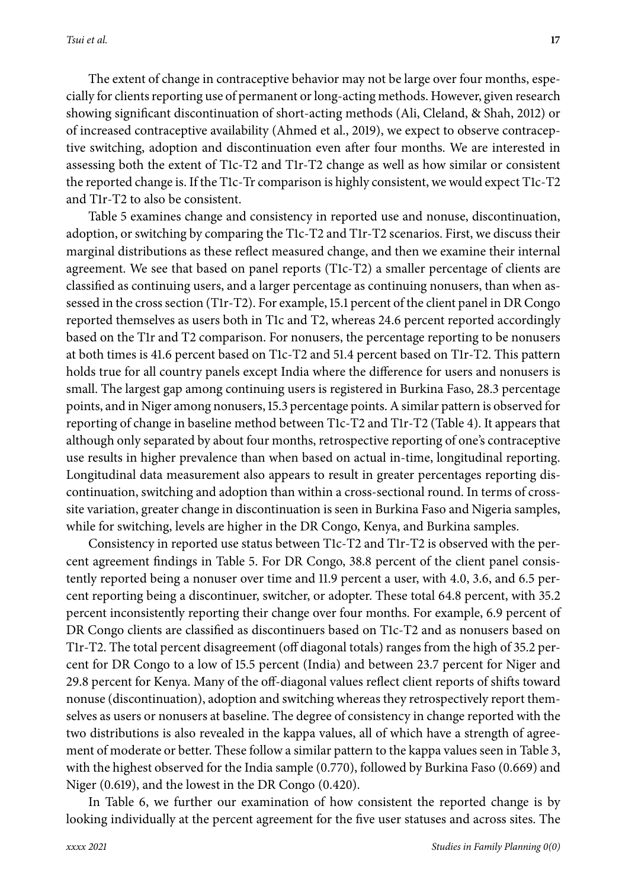The extent of change in contraceptive behavior may not be large over four months, especially for clients reporting use of permanent or long-acting methods. However, given research showing significant discontinuation of short-acting methods (Ali, Cleland, & Shah, 2012) or of increased contraceptive availability (Ahmed et al., 2019), we expect to observe contraceptive switching, adoption and discontinuation even after four months. We are interested in assessing both the extent of T1c-T2 and T1r-T2 change as well as how similar or consistent the reported change is. If the T1c-Tr comparison is highly consistent, we would expect T1c-T2 and T1r-T2 to also be consistent.

Table 5 examines change and consistency in reported use and nonuse, discontinuation, adoption, or switching by comparing the T1c-T2 and T1r-T2 scenarios. First, we discuss their marginal distributions as these reflect measured change, and then we examine their internal agreement. We see that based on panel reports (T1c-T2) a smaller percentage of clients are classified as continuing users, and a larger percentage as continuing nonusers, than when assessed in the cross section (T1r-T2). For example, 15.1 percent of the client panel in DR Congo reported themselves as users both in T1c and T2, whereas 24.6 percent reported accordingly based on the T1r and T2 comparison. For nonusers, the percentage reporting to be nonusers at both times is 41.6 percent based on T1c-T2 and 51.4 percent based on T1r-T2. This pattern holds true for all country panels except India where the difference for users and nonusers is small. The largest gap among continuing users is registered in Burkina Faso, 28.3 percentage points, and in Niger among nonusers, 15.3 percentage points. A similar pattern is observed for reporting of change in baseline method between T1c-T2 and T1r-T2 (Table 4). It appears that although only separated by about four months, retrospective reporting of one's contraceptive use results in higher prevalence than when based on actual in-time, longitudinal reporting. Longitudinal data measurement also appears to result in greater percentages reporting discontinuation, switching and adoption than within a cross-sectional round. In terms of cross-site variation, greater change in discontinuation is seen in Burkina Faso and Nigeria samples, while for switching, levels are higher in the DR Congo, Kenya, and Burkina samples.

Consistency in reported use status between T1c-T2 and T1r-T2 is observed with the percent agreement findings in Table 5. For DR Congo, 38.8 percent of the client panel consistently reported being a nonuser over time and 11.9 percent a user, with 4.0, 3.6, and 6.5 percent reporting being a discontinuer, switcher, or adopter. These total 64.8 percent, with 35.2 percent inconsistently reporting their change over four months. For example, 6.9 percent of DR Congo clients are classified as discontinuers based on T1c-T2 and as nonusers based on T1r-T2. The total percent disagreement (off diagonal totals) ranges from the high of 35.2 percent for DR Congo to a low of 15.5 percent (India) and between 23.7 percent for Niger and 29.8 percent for Kenya. Many of the off-diagonal values reflect client reports of shifts toward nonuse (discontinuation), adoption and switching whereas they retrospectively report themselves as users or nonusers at baseline. The degree of consistency in change reported with the two distributions is also revealed in the kappa values, all of which have a strength of agreement of moderate or better. These follow a similar pattern to the kappa values seen in Table 3, with the highest observed for the India sample (0.770), followed by Burkina Faso (0.669) and Niger (0.619), and the lowest in the DR Congo (0.420).

In Table 6, we further our examination of how consistent the reported change is by looking individually at the percent agreement for the five user statuses and across sites. The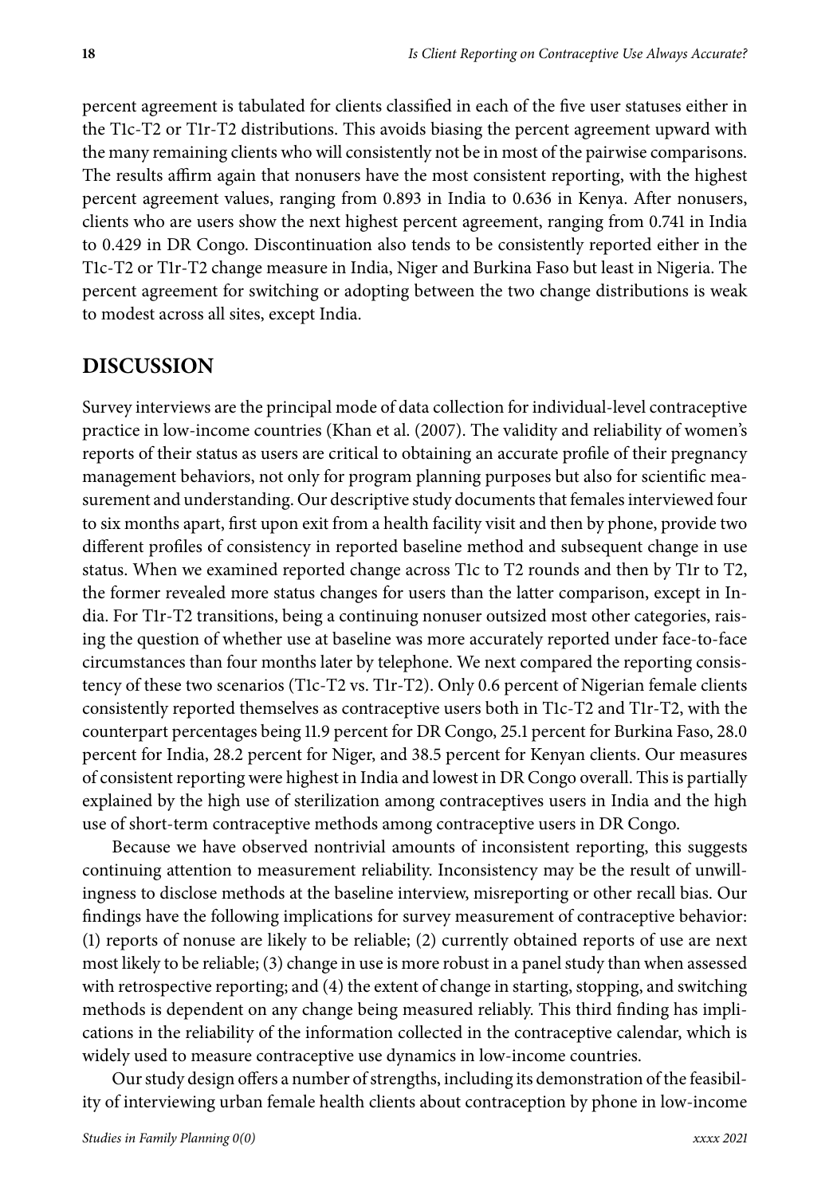percent agreement is tabulated for clients classified in each of the five user statuses either in the T1c-T2 or T1r-T2 distributions. This avoids biasing the percent agreement upward with the many remaining clients who will consistently not be in most of the pairwise comparisons. The results affirm again that nonusers have the most consistent reporting, with the highest percent agreement values, ranging from 0.893 in India to 0.636 in Kenya. After nonusers, clients who are users show the next highest percent agreement, ranging from 0.741 in India to 0.429 in DR Congo. Discontinuation also tends to be consistently reported either in the T1c-T2 or T1r-T2 change measure in India, Niger and Burkina Faso but least in Nigeria. The percent agreement for switching or adopting between the two change distributions is weak to modest across all sites, except India.

## DISCUSSION

Survey interviews are the principal mode of data collection for individual-level contraceptive practice in low-income countries (Khan et al. (2007). The validity and reliability of women's reports of their status as users are critical to obtaining an accurate profile of their pregnancy management behaviors, not only for program planning purposes but also for scientific measurement and understanding. Our descriptive study documents that females interviewed four to six months apart, first upon exit from a health facility visit and then by phone, provide two different profiles of consistency in reported baseline method and subsequent change in use status. When we examined reported change across T1c to T2 rounds and then by T1r to T2, the former revealed more status changes for users than the latter comparison, except in India. For T1r-T2 transitions, being a continuing nonuser outsized most other categories, raising the question of whether use at baseline was more accurately reported under face-to-face circumstances than four months later by telephone. We next compared the reporting consistency of these two scenarios (T1c-T2 vs. T1r-T2). Only 0.6 percent of Nigerian female clients consistently reported themselves as contraceptive users both in T1c-T2 and T1r-T2, with the counterpart percentages being 11.9 percent for DR Congo, 25.1 percent for Burkina Faso, 28.0 percent for India, 28.2 percent for Niger, and 38.5 percent for Kenyan clients. Our measures of consistent reporting were highest in India and lowest in DR Congo overall. This is partially explained by the high use of sterilization among contraceptives users in India and the high use of short-term contraceptive methods among contraceptive users in DR Congo.

Because we have observed nontrivial amounts of inconsistent reporting, this suggests continuing attention to measurement reliability. Inconsistency may be the result of unwillingness to disclose methods at the baseline interview, misreporting or other recall bias. Our findings have the following implications for survey measurement of contraceptive behavior: (1) reports of nonuse are likely to be reliable; (2) currently obtained reports of use are next most likely to be reliable; (3) change in use is more robust in a panel study than when assessed with retrospective reporting; and (4) the extent of change in starting, stopping, and switching methods is dependent on any change being measured reliably. This third finding has implications in the reliability of the information collected in the contraceptive calendar, which is widely used to measure contraceptive use dynamics in low-income countries.

Our study design offers a number of strengths, including its demonstration of the feasibility of interviewing urban female health clients about contraception by phone in low-income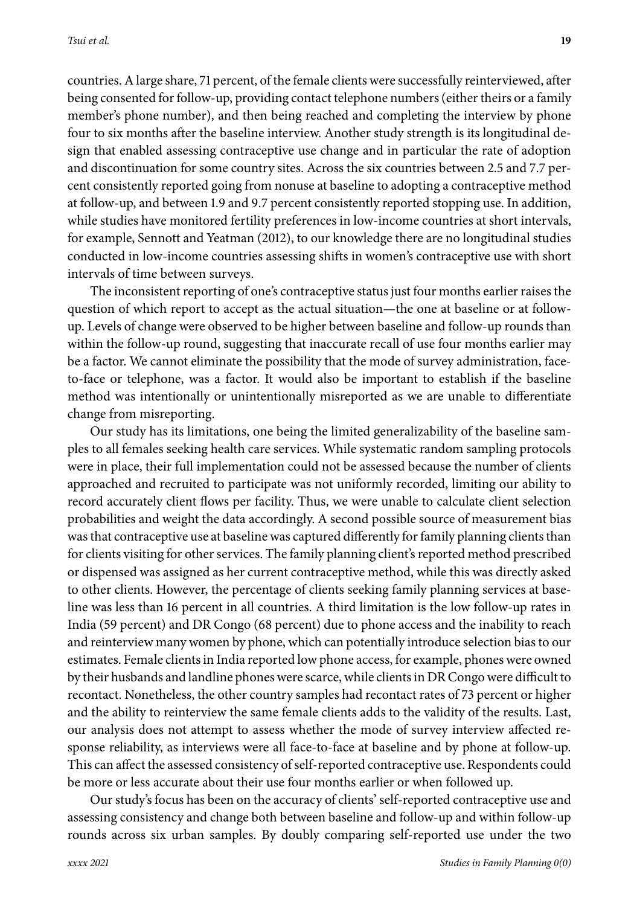countries. A large share, 71 percent, of the female clients were successfully reinterviewed, after being consented for follow-up, providing contact telephone numbers (either theirs or a family member's phone number), and then being reached and completing the interview by phone four to six months after the baseline interview. Another study strength is its longitudinal design that enabled assessing contraceptive use change and in particular the rate of adoption and discontinuation for some country sites. Across the six countries between 2.5 and 7.7 percent consistently reported going from nonuse at baseline to adopting a contraceptive method at follow-up, and between 1.9 and 9.7 percent consistently reported stopping use. In addition, while studies have monitored fertility preferences in low-income countries at short intervals, for example, Sennott and Yeatman (2012), to our knowledge there are no longitudinal studies conducted in low-income countries assessing shifts in women's contraceptive use with short intervals of time between surveys.

The inconsistent reporting of one's contraceptive status just four months earlier raises the question of which report to accept as the actual situation—the one at baseline or at follow-up. Levels of change were observed to be higher between baseline and follow-up rounds than within the follow-up round, suggesting that inaccurate recall of use four months earlier may be a factor. We cannot eliminate the possibility that the mode of survey administration, face-to-face or telephone, was a factor. It would also be important to establish if the baseline method was intentionally or unintentionally misreported as we are unable to differentiate change from misreporting.

Our study has its limitations, one being the limited generalizability of the baseline samples to all females seeking health care services. While systematic random sampling protocols were in place, their full implementation could not be assessed because the number of clients approached and recruited to participate was not uniformly recorded, limiting our ability to record accurately client flows per facility. Thus, we were unable to calculate client selection probabilities and weight the data accordingly. A second possible source of measurement bias was that contraceptive use at baseline was captured differently for family planning clients than for clients visiting for other services. The family planning client's reported method prescribed or dispensed was assigned as her current contraceptive method, while this was directly asked to other clients. However, the percentage of clients seeking family planning services at baseline was less than 16 percent in all countries. A third limitation is the low follow-up rates in India (59 percent) and DR Congo (68 percent) due to phone access and the inability to reach and reinterview many women by phone, which can potentially introduce selection bias to our estimates. Female clients in India reported low phone access, for example, phones were owned by their husbands and landline phones were scarce, while clients in DR Congo were difficult to recontact. Nonetheless, the other country samples had recontact rates of 73 percent or higher and the ability to reinterview the same female clients adds to the validity of the results. Last, our analysis does not attempt to assess whether the mode of survey interview affected response reliability, as interviews were all face-to-face at baseline and by phone at follow-up. This can affect the assessed consistency of self-reported contraceptive use. Respondents could be more or less accurate about their use four months earlier or when followed up.

Our study's focus has been on the accuracy of clients' self-reported contraceptive use and assessing consistency and change both between baseline and follow-up and within follow-up rounds across six urban samples. By doubly comparing self-reported use under the two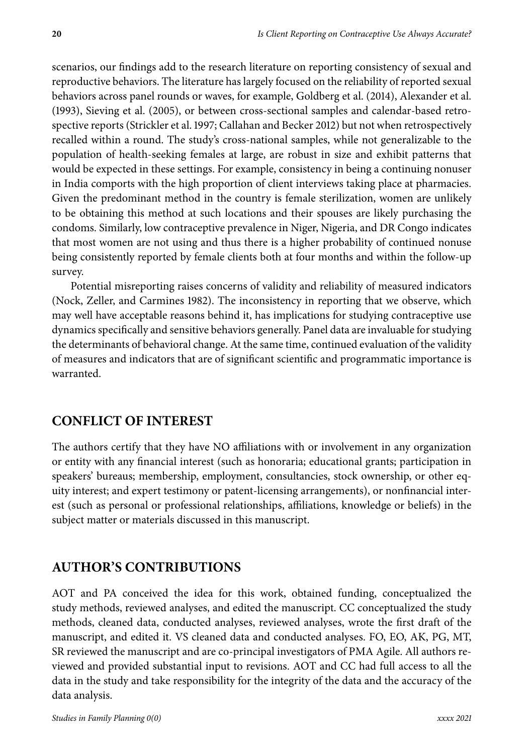scenarios, our findings add to the research literature on reporting consistency of sexual and reproductive behaviors. The literature has largely focused on the reliability of reported sexual behaviors across panel rounds or waves, for example, Goldberg et al. (2014), Alexander et al. (1993), Sieving et al. (2005), or between cross-sectional samples and calendar-based retrospective reports (Strickler et al. 1997; Callahan and Becker 2012) but not when retrospectively recalled within a round. The study's cross-national samples, while not generalizable to the population of health-seeking females at large, are robust in size and exhibit patterns that would be expected in these settings. For example, consistency in being a continuing nonuser in India comports with the high proportion of client interviews taking place at pharmacies. Given the predominant method in the country is female sterilization, women are unlikely to be obtaining this method at such locations and their spouses are likely purchasing the condoms. Similarly, low contraceptive prevalence in Niger, Nigeria, and DR Congo indicates that most women are not using and thus there is a higher probability of continued nonuse being consistently reported by female clients both at four months and within the follow-up survey.

Potential misreporting raises concerns of validity and reliability of measured indicators (Nock, Zeller, and Carmines 1982). The inconsistency in reporting that we observe, which may well have acceptable reasons behind it, has implications for studying contraceptive use dynamics specifically and sensitive behaviors generally. Panel data are invaluable for studying the determinants of behavioral change. At the same time, continued evaluation of the validity of measures and indicators that are of significant scientific and programmatic importance is warranted.

## CONFLICT OF INTEREST

The authors certify that they have NO affiliations with or involvement in any organization or entity with any financial interest (such as honoraria; educational grants; participation in speakers' bureaus; membership, employment, consultancies, stock ownership, or other equity interest; and expert testimony or patent-licensing arrangements), or nonfinancial interest (such as personal or professional relationships, affiliations, knowledge or beliefs) in the subject matter or materials discussed in this manuscript.

## AUTHOR'S CONTRIBUTIONS

AOT and PA conceived the idea for this work, obtained funding, conceptualized the study methods, reviewed analyses, and edited the manuscript. CC conceptualized the study methods, cleaned data, conducted analyses, reviewed analyses, wrote the first draft of the manuscript, and edited it. VS cleaned data and conducted analyses. FO, EO, AK, PG, MT, SR reviewed the manuscript and are co-principal investigators of PMA Agile. All authors reviewed and provided substantial input to revisions. AOT and CC had full access to all the data in the study and take responsibility for the integrity of the data and the accuracy of the data analysis.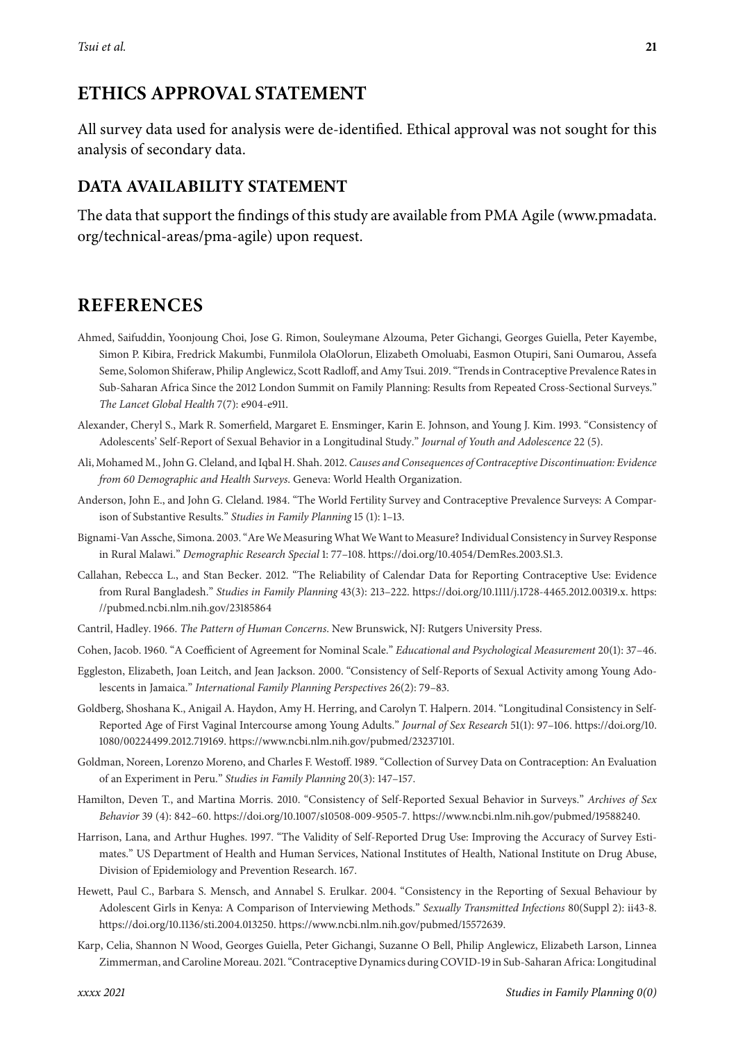## ETHICS APPROVAL STATEMENT

All survey data used for analysis were de-identified. Ethical approval was not sought for this analysis of secondary data.

### DATA AVAILABILITY STATEMENT

The data that support the findings of this study are available from PMA Agile (www.pmadata.org/technical-areas/pma-agile) upon request.

## REFERENCES

Ahmed, Saifuddin, Yoonjoung Choi, Jose G. Rimon, Souleymane Alzouma, Peter Gichangi, Georges Guiella, Peter Kayembe, Simon P. Kibira, Fredrick Makumbi, Funmilola OlaOlorun, Elizabeth Omoluabi, Easmon Otupiri, Sani Oumarou, Assefa Seme, Solomon Shiferaw, Philip Anglewicz, Scott Radloff, and Amy Tsui. 2019. "Trends in Contraceptive Prevalence Rates in Sub-Saharan Africa Since the 2012 London Summit on Family Planning: Results from Repeated Cross-Sectional Surveys." *The Lancet Global Health* 7(7): e904-e911.

Alexander, Cheryl S., Mark R. Somerfield, Margaret E. Ensminger, Karin E. Johnson, and Young J. Kim. 1993. "Consistency of Adolescents' Self-Report of Sexual Behavior in a Longitudinal Study." *Journal of Youth and Adolescence* 22 (5).

Ali, Mohamed M., John G. Cleland, and Iqbal H. Shah. 2012. *Causes and Consequences of Contraceptive Discontinuation: Evidence from 60 Demographic and Health Surveys*. Geneva: World Health Organization.

Anderson, John E., and John G. Cleland. 1984. "The World Fertility Survey and Contraceptive Prevalence Surveys: A Comparison of Substantive Results." *Studies in Family Planning* 15 (1): 1–13.

Bignami-Van Assche, Simona. 2003. "Are We Measuring What We Want to Measure? Individual Consistency in Survey Response in Rural Malawi." *Demographic Research Special* 1: 77–108. https://doi.org/10.4054/DemRes.2003.S1.3.

Callahan, Rebecca L., and Stan Becker. 2012. "The Reliability of Calendar Data for Reporting Contraceptive Use: Evidence from Rural Bangladesh." *Studies in Family Planning* 43(3): 213–222. https://doi.org/10.1111/j.1728-4465.2012.00319.x. https://pubmed.ncbi.nlm.nih.gov/23185864

Cantril, Hadley. 1966. *The Pattern of Human Concerns*. New Brunswick, NJ: Rutgers University Press.

Cohen, Jacob. 1960. "A Coefficient of Agreement for Nominal Scale." *Educational and Psychological Measurement* 20(1): 37–46.

Eggleston, Elizabeth, Joan Leitch, and Jean Jackson. 2000. "Consistency of Self-Reports of Sexual Activity among Young Adolescents in Jamaica." *International Family Planning Perspectives* 26(2): 79–83.

Goldberg, Shoshana K., Anigail A. Haydon, Amy H. Herring, and Carolyn T. Halpern. 2014. "Longitudinal Consistency in Self-Reported Age of First Vaginal Intercourse among Young Adults." *Journal of Sex Research* 51(1): 97–106. https://doi.org/10.1080/00224499.2012.719169. https://www.ncbi.nlm.nih.gov/pubmed/23237101.

Goldman, Noreen, Lorenzo Moreno, and Charles F. Westoff. 1989. "Collection of Survey Data on Contraception: An Evaluation of an Experiment in Peru." *Studies in Family Planning* 20(3): 147–157.

Hamilton, Deven T., and Martina Morris. 2010. "Consistency of Self-Reported Sexual Behavior in Surveys." *Archives of Sex Behavior* 39 (4): 842–60. https://doi.org/10.1007/s10508-009-9505-7. https://www.ncbi.nlm.nih.gov/pubmed/19588240.

Harrison, Lana, and Arthur Hughes. 1997. "The Validity of Self-Reported Drug Use: Improving the Accuracy of Survey Estimates." US Department of Health and Human Services, National Institutes of Health, National Institute on Drug Abuse, Division of Epidemiology and Prevention Research. 167.

Hewett, Paul C., Barbara S. Mensch, and Annabel S. Erulkar. 2004. "Consistency in the Reporting of Sexual Behaviour by Adolescent Girls in Kenya: A Comparison of Interviewing Methods." *Sexually Transmitted Infections* 80(Suppl 2): ii43-8. https://doi.org/10.1136/sti.2004.013250. https://www.ncbi.nlm.nih.gov/pubmed/15572639.

Karp, Celia, Shannon N Wood, Georges Guiella, Peter Gichangi, Suzanne O Bell, Philip Anglewicz, Elizabeth Larson, Linnea Zimmerman, and Caroline Moreau. 2021. "Contraceptive Dynamics during COVID-19 in Sub-Saharan Africa: Longitudinal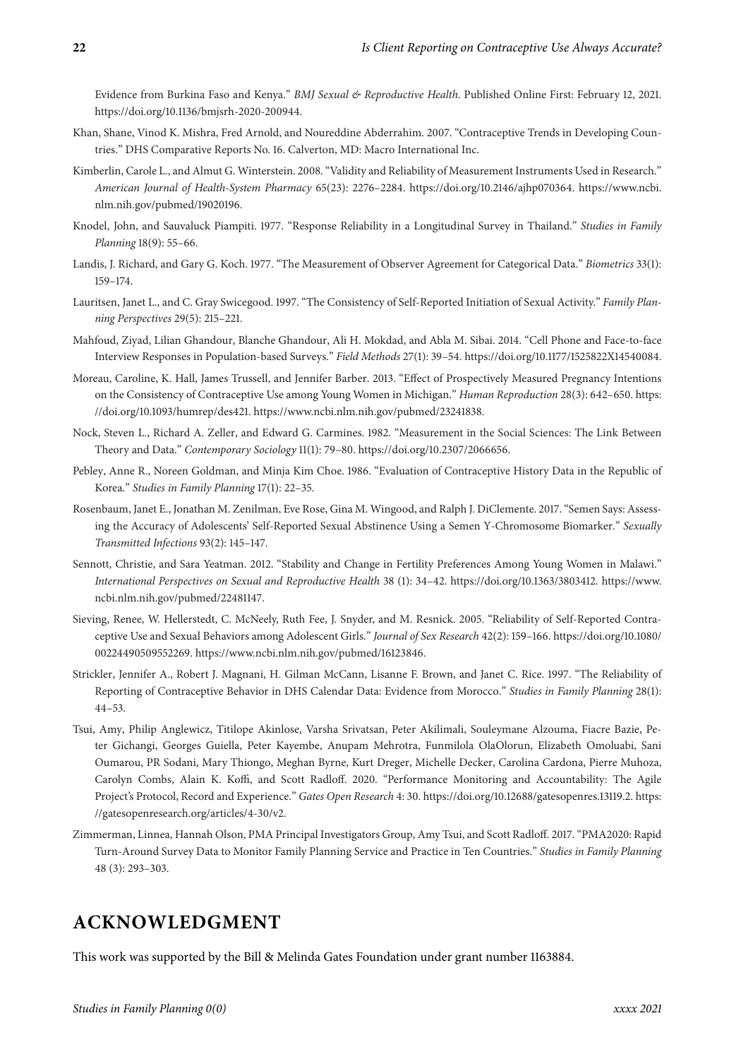Evidence from Burkina Faso and Kenya." *BMJ Sexual & Reproductive Health*. Published Online First: February 12, 2021. https://doi.org/10.1136/bmjsrh-2020-200944.

Khan, Shane, Vinod K. Mishra, Fred Arnold, and Noureddine Abderrahim. 2007. "Contraceptive Trends in Developing Countries." DHS Comparative Reports No. 16. Calverton, MD: Macro International Inc.

Kimberlin, Carole L., and Almut G. Winterstein. 2008. "Validity and Reliability of Measurement Instruments Used in Research." *American Journal of Health-System Pharmacy* 65(23): 2276–2284. https://doi.org/10.2146/ajhp070364. https://www.ncbi.nlm.nih.gov/pubmed/19020196.

Knodel, John, and Sauvaluck Piampiti. 1977. "Response Reliability in a Longitudinal Survey in Thailand." *Studies in Family Planning* 18(9): 55–66.

Landis, J. Richard, and Gary G. Koch. 1977. "The Measurement of Observer Agreement for Categorical Data." *Biometrics* 33(1): 159–174.

Lauritsen, Janet L., and C. Gray Swicegood. 1997. "The Consistency of Self-Reported Initiation of Sexual Activity." *Family Planning Perspectives* 29(5): 215–221.

Mahfoud, Ziyad, Lilian Ghandour, Blanche Ghandour, Ali H. Mokdad, and Abla M. Sibai. 2014. "Cell Phone and Face-to-face Interview Responses in Population-based Surveys." *Field Methods* 27(1): 39–54. https://doi.org/10.1177/1525822X14540084.

Moreau, Caroline, K. Hall, James Trussell, and Jennifer Barber. 2013. "Effect of Prospectively Measured Pregnancy Intentions on the Consistency of Contraceptive Use among Young Women in Michigan." *Human Reproduction* 28(3): 642–650. https://doi.org/10.1093/humrep/des421. https://www.ncbi.nlm.nih.gov/pubmed/23241838.

Nock, Steven L., Richard A. Zeller, and Edward G. Carmines. 1982. "Measurement in the Social Sciences: The Link Between Theory and Data." *Contemporary Sociology* 11(1): 79–80. https://doi.org/10.2307/2066656.

Pebley, Anne R., Noreen Goldman, and Minja Kim Choe. 1986. "Evaluation of Contraceptive History Data in the Republic of Korea." *Studies in Family Planning* 17(1): 22–35.

Rosenbaum, Janet E., Jonathan M. Zenilman, Eve Rose, Gina M. Wingood, and Ralph J. DiClemente. 2017. "Semen Says: Assessing the Accuracy of Adolescents' Self-Reported Sexual Abstinence Using a Semen Y-Chromosome Biomarker." *Sexually Transmitted Infections* 93(2): 145–147.

Sennott, Christie, and Sara Yeatman. 2012. "Stability and Change in Fertility Preferences Among Young Women in Malawi." *International Perspectives on Sexual and Reproductive Health* 38 (1): 34–42. https://doi.org/10.1363/3803412. https://www.ncbi.nlm.nih.gov/pubmed/22481147.

Sieving, Renee, W. Hellerstedt, C. McNeely, Ruth Fee, J. Snyder, and M. Resnick. 2005. "Reliability of Self-Reported Contraceptive Use and Sexual Behaviors among Adolescent Girls." *Journal of Sex Research* 42(2): 159–166. https://doi.org/10.1080/00224490509552269. https://www.ncbi.nlm.nih.gov/pubmed/16123846.

Strickler, Jennifer A., Robert J. Magnani, H. Gilman McCann, Lisanne F. Brown, and Janet C. Rice. 1997. "The Reliability of Reporting of Contraceptive Behavior in DHS Calendar Data: Evidence from Morocco." *Studies in Family Planning* 28(1): 44–53.

Tsui, Amy, Philip Anglewicz, Titilope Akinlose, Varsha Srivatsan, Peter Akilimali, Souleymane Alzouma, Fiacre Bazie, Peter Gichangi, Georges Guiella, Peter Kayembe, Anupam Mehrotra, Funmilola OlaOlorun, Elizabeth Omoluabi, Sani Oumarou, PR Sodani, Mary Thiongo, Meghan Byrne, Kurt Dreger, Michelle Decker, Carolina Cardona, Pierre Muhoza, Carolyn Combs, Alain K. Koffi, and Scott Radloff. 2020. "Performance Monitoring and Accountability: The Agile Project's Protocol, Record and Experience." *Gates Open Research* 4: 30. https://doi.org/10.12688/gatesopenres.13119.2. https://gatesopenresearch.org/articles/4-30/v2.

Zimmerman, Linnea, Hannah Olson, PMA Principal Investigators Group, Amy Tsui, and Scott Radloff. 2017. "PMA2020: Rapid Turn-Around Survey Data to Monitor Family Planning Service and Practice in Ten Countries." *Studies in Family Planning* 48 (3): 293–303.

## ACKNOWLEDGMENT

This work was supported by the Bill & Melinda Gates Foundation under grant number 1163884.